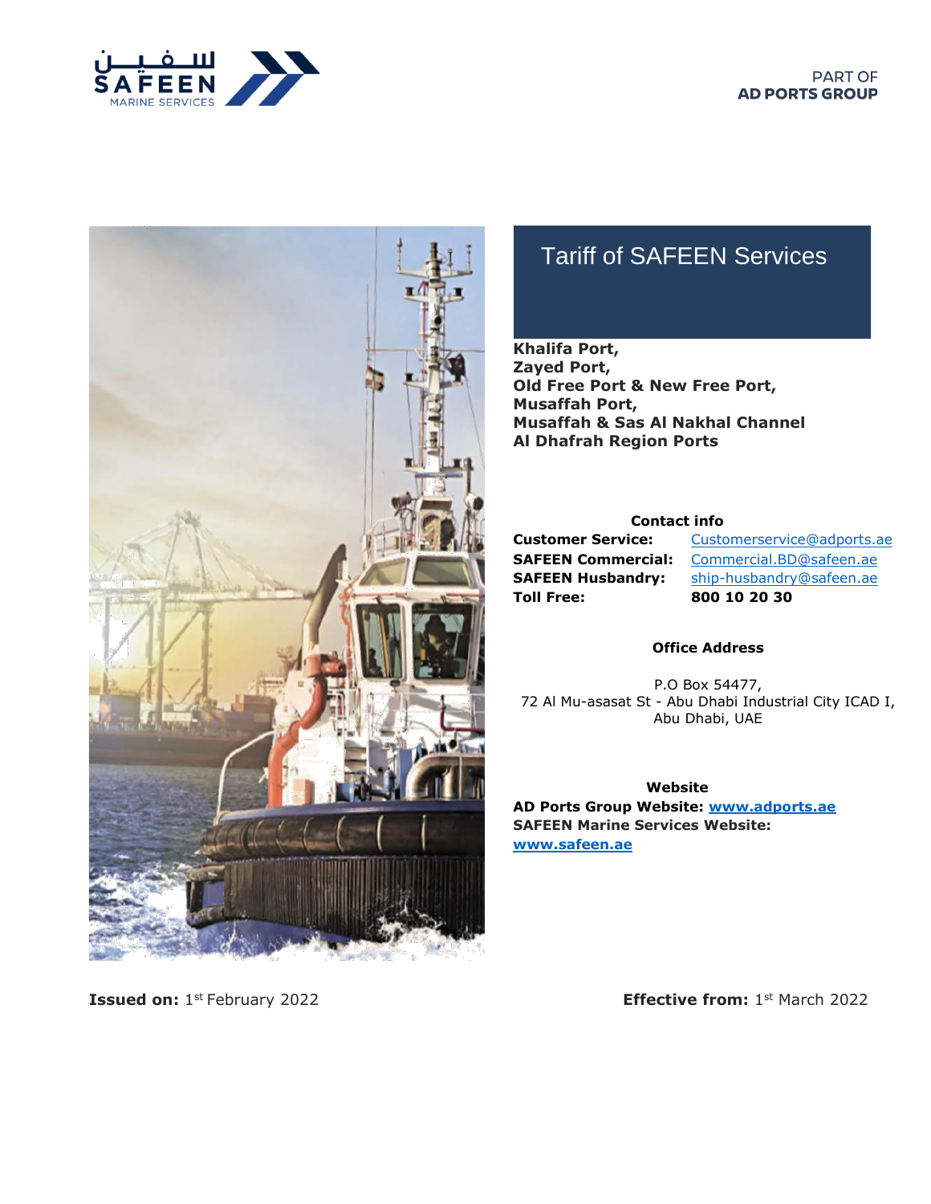PART OF
**AD PORTS GROUP**

# Tariff of SAFEEN Services

**Khalifa Port,**
**Zayed Port,**
**Old Free Port & New Free Port,**
**Musaffah Port,**
**Musaffah & Sas Al Nakhal Channel**
**Al Dhafrah Region Ports**

**Contact info**

| | |
|---|---|
| **Customer Service:** | Customerservice@adports.ae |
| **SAFEEN Commercial:** | Commercial.BD@safeen.ae |
| **SAFEEN Husbandry:** | ship-husbandry@safeen.ae |
| **Toll Free:** | **800 10 20 30** |

**Office Address**

P.O Box 54477,
72 Al Mu-asasat St - Abu Dhabi Industrial City ICAD I,
Abu Dhabi, UAE

**Website**

**AD Ports Group Website: www.adports.ae**
**SAFEEN Marine Services Website: www.safeen.ae**

**Issued on:** 1st February 2022

**Effective from:** 1st March 2022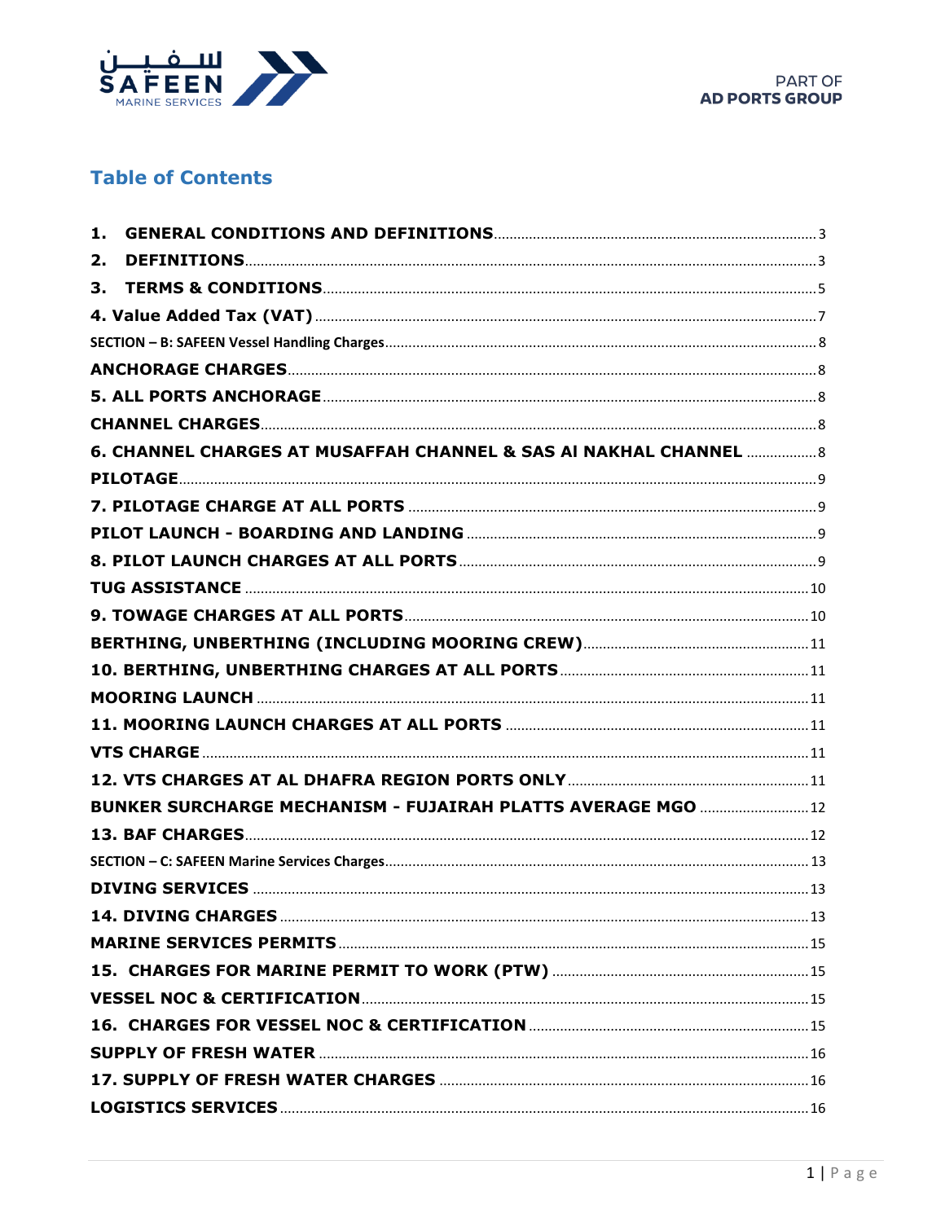# Table of Contents

1. **GENERAL CONDITIONS AND DEFINITIONS** .......... 3
2. **DEFINITIONS** .......... 3
3. **TERMS & CONDITIONS** .......... 5

**4. Value Added Tax (VAT)** .......... 7

SECTION – B: SAFEEN Vessel Handling Charges .......... 8

**ANCHORAGE CHARGES** .......... 8

**5. ALL PORTS ANCHORAGE** .......... 8

**CHANNEL CHARGES** .......... 8

**6. CHANNEL CHARGES AT MUSAFFAH CHANNEL & SAS Al NAKHAL CHANNEL** .......... 8

**PILOTAGE** .......... 9

**7. PILOTAGE CHARGE AT ALL PORTS** .......... 9

**PILOT LAUNCH - BOARDING AND LANDING** .......... 9

**8. PILOT LAUNCH CHARGES AT ALL PORTS** .......... 9

**TUG ASSISTANCE** .......... 10

**9. TOWAGE CHARGES AT ALL PORTS** .......... 10

**BERTHING, UNBERTHING (INCLUDING MOORING CREW)** .......... 11

**10. BERTHING, UNBERTHING CHARGES AT ALL PORTS** .......... 11

**MOORING LAUNCH** .......... 11

**11. MOORING LAUNCH CHARGES AT ALL PORTS** .......... 11

**VTS CHARGE** .......... 11

**12. VTS CHARGES AT AL DHAFRA REGION PORTS ONLY** .......... 11

**BUNKER SURCHARGE MECHANISM - FUJAIRAH PLATTS AVERAGE MGO** .......... 12

**13. BAF CHARGES** .......... 12

SECTION – C: SAFEEN Marine Services Charges .......... 13

**DIVING SERVICES** .......... 13

**14. DIVING CHARGES** .......... 13

**MARINE SERVICES PERMITS** .......... 15

**15. CHARGES FOR MARINE PERMIT TO WORK (PTW)** .......... 15

**VESSEL NOC & CERTIFICATION** .......... 15

**16. CHARGES FOR VESSEL NOC & CERTIFICATION** .......... 15

**SUPPLY OF FRESH WATER** .......... 16

**17. SUPPLY OF FRESH WATER CHARGES** .......... 16

**LOGISTICS SERVICES** .......... 16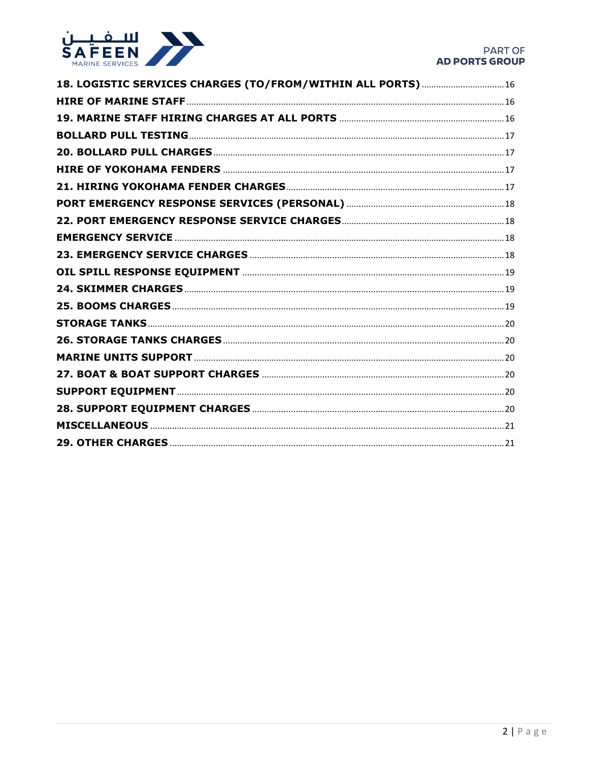**18. LOGISTIC SERVICES CHARGES (TO/FROM/WITHIN ALL PORTS)** .................................. 16

**HIRE OF MARINE STAFF** .................................................................................................. 16

**19. MARINE STAFF HIRING CHARGES AT ALL PORTS** .................................................... 16

**BOLLARD PULL TESTING** ................................................................................................ 17

**20. BOLLARD PULL CHARGES** ........................................................................................ 17

**HIRE OF YOKOHAMA FENDERS** ...................................................................................... 17

**21. HIRING YOKOHAMA FENDER CHARGES** ..................................................................... 17

**PORT EMERGENCY RESPONSE SERVICES (PERSONAL)** .................................................. 18

**22. PORT EMERGENCY RESPONSE SERVICE CHARGES** ..................................................... 18

**EMERGENCY SERVICE** .................................................................................................... 18

**23. EMERGENCY SERVICE CHARGES** .............................................................................. 18

**OIL SPILL RESPONSE EQUIPMENT** ................................................................................. 19

**24. SKIMMER CHARGES** .................................................................................................. 19

**25. BOOMS CHARGES** ..................................................................................................... 19

**STORAGE TANKS** ........................................................................................................... 20

**26. STORAGE TANKS CHARGES** ...................................................................................... 20

**MARINE UNITS SUPPORT** ............................................................................................... 20

**27. BOAT & BOAT SUPPORT CHARGES** ........................................................................... 20

**SUPPORT EQUIPMENT** .................................................................................................... 20

**28. SUPPORT EQUIPMENT CHARGES** .............................................................................. 20

**MISCELLANEOUS** ............................................................................................................ 21

**29. OTHER CHARGES** ....................................................................................................... 21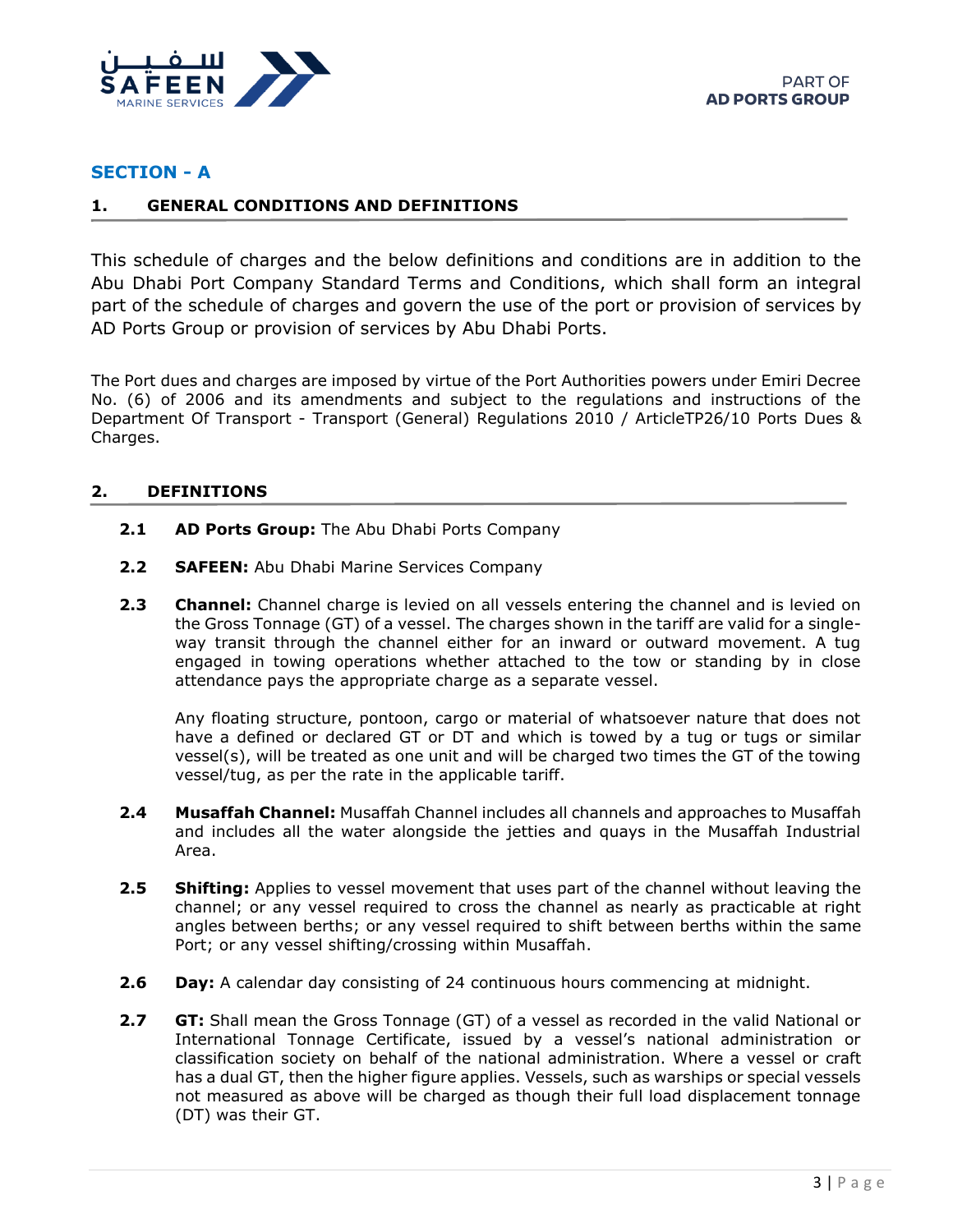## SECTION - A

### 1. GENERAL CONDITIONS AND DEFINITIONS

This schedule of charges and the below definitions and conditions are in addition to the Abu Dhabi Port Company Standard Terms and Conditions, which shall form an integral part of the schedule of charges and govern the use of the port or provision of services by AD Ports Group or provision of services by Abu Dhabi Ports.

The Port dues and charges are imposed by virtue of the Port Authorities powers under Emiri Decree No. (6) of 2006 and its amendments and subject to the regulations and instructions of the Department Of Transport - Transport (General) Regulations 2010 / ArticleTP26/10 Ports Dues & Charges.

### 2. DEFINITIONS

**2.1 AD Ports Group:** The Abu Dhabi Ports Company

**2.2 SAFEEN:** Abu Dhabi Marine Services Company

**2.3 Channel:** Channel charge is levied on all vessels entering the channel and is levied on the Gross Tonnage (GT) of a vessel. The charges shown in the tariff are valid for a single-way transit through the channel either for an inward or outward movement. A tug engaged in towing operations whether attached to the tow or standing by in close attendance pays the appropriate charge as a separate vessel.

Any floating structure, pontoon, cargo or material of whatsoever nature that does not have a defined or declared GT or DT and which is towed by a tug or tugs or similar vessel(s), will be treated as one unit and will be charged two times the GT of the towing vessel/tug, as per the rate in the applicable tariff.

**2.4 Musaffah Channel:** Musaffah Channel includes all channels and approaches to Musaffah and includes all the water alongside the jetties and quays in the Musaffah Industrial Area.

**2.5 Shifting:** Applies to vessel movement that uses part of the channel without leaving the channel; or any vessel required to cross the channel as nearly as practicable at right angles between berths; or any vessel required to shift between berths within the same Port; or any vessel shifting/crossing within Musaffah.

**2.6 Day:** A calendar day consisting of 24 continuous hours commencing at midnight.

**2.7 GT:** Shall mean the Gross Tonnage (GT) of a vessel as recorded in the valid National or International Tonnage Certificate, issued by a vessel's national administration or classification society on behalf of the national administration. Where a vessel or craft has a dual GT, then the higher figure applies. Vessels, such as warships or special vessels not measured as above will be charged as though their full load displacement tonnage (DT) was their GT.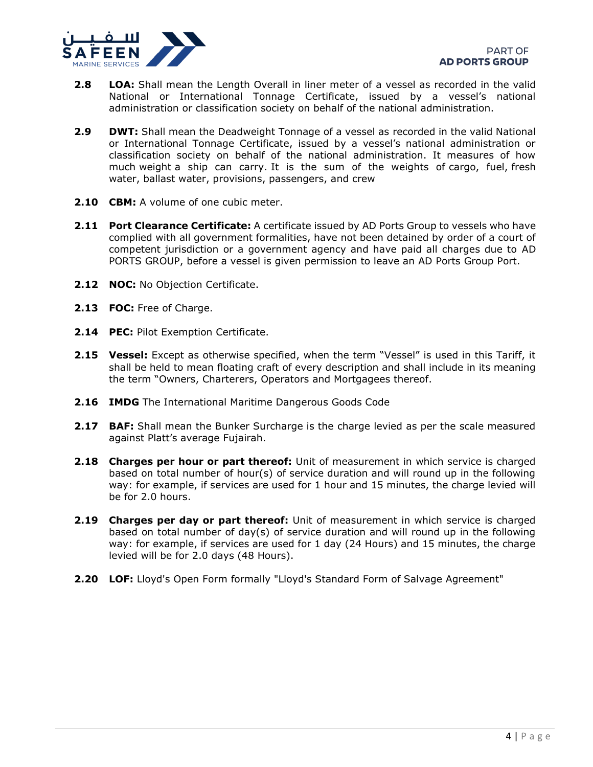**2.8** **LOA:** Shall mean the Length Overall in liner meter of a vessel as recorded in the valid National or International Tonnage Certificate, issued by a vessel's national administration or classification society on behalf of the national administration.

**2.9** **DWT:** Shall mean the Deadweight Tonnage of a vessel as recorded in the valid National or International Tonnage Certificate, issued by a vessel's national administration or classification society on behalf of the national administration. It measures of how much weight a ship can carry. It is the sum of the weights of cargo, fuel, fresh water, ballast water, provisions, passengers, and crew

**2.10** **CBM:** A volume of one cubic meter.

**2.11** **Port Clearance Certificate:** A certificate issued by AD Ports Group to vessels who have complied with all government formalities, have not been detained by order of a court of competent jurisdiction or a government agency and have paid all charges due to AD PORTS GROUP, before a vessel is given permission to leave an AD Ports Group Port.

**2.12** **NOC:** No Objection Certificate.

**2.13** **FOC:** Free of Charge.

**2.14** **PEC:** Pilot Exemption Certificate.

**2.15** **Vessel:** Except as otherwise specified, when the term "Vessel" is used in this Tariff, it shall be held to mean floating craft of every description and shall include in its meaning the term "Owners, Charterers, Operators and Mortgagees thereof.

**2.16** **IMDG** The International Maritime Dangerous Goods Code

**2.17** **BAF:** Shall mean the Bunker Surcharge is the charge levied as per the scale measured against Platt's average Fujairah.

**2.18** **Charges per hour or part thereof:** Unit of measurement in which service is charged based on total number of hour(s) of service duration and will round up in the following way: for example, if services are used for 1 hour and 15 minutes, the charge levied will be for 2.0 hours.

**2.19** **Charges per day or part thereof:** Unit of measurement in which service is charged based on total number of day(s) of service duration and will round up in the following way: for example, if services are used for 1 day (24 Hours) and 15 minutes, the charge levied will be for 2.0 days (48 Hours).

**2.20** **LOF:** Lloyd's Open Form formally "Lloyd's Standard Form of Salvage Agreement"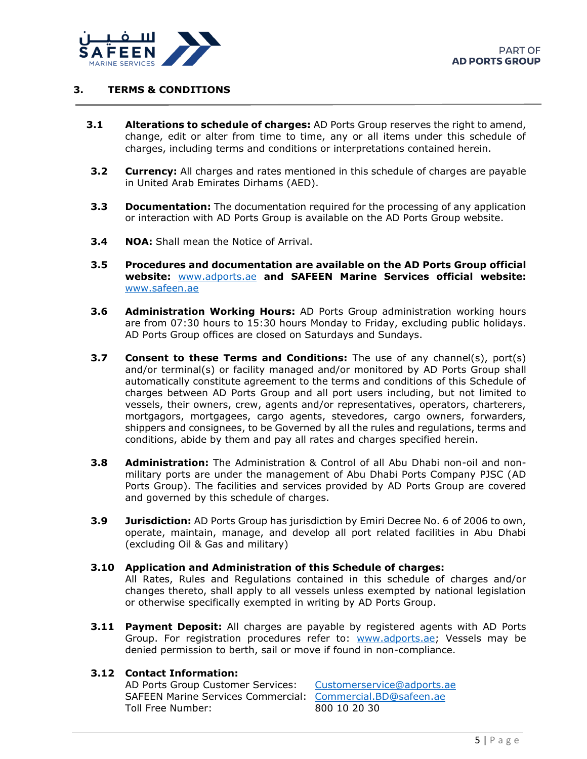## 3. TERMS & CONDITIONS

**3.1 Alterations to schedule of charges:** AD Ports Group reserves the right to amend, change, edit or alter from time to time, any or all items under this schedule of charges, including terms and conditions or interpretations contained herein.

**3.2 Currency:** All charges and rates mentioned in this schedule of charges are payable in United Arab Emirates Dirhams (AED).

**3.3 Documentation:** The documentation required for the processing of any application or interaction with AD Ports Group is available on the AD Ports Group website.

**3.4 NOA:** Shall mean the Notice of Arrival.

**3.5 Procedures and documentation are available on the AD Ports Group official website:** [www.adports.ae](http://www.adports.ae) **and SAFEEN Marine Services official website:** [www.safeen.ae](http://www.safeen.ae)

**3.6 Administration Working Hours:** AD Ports Group administration working hours are from 07:30 hours to 15:30 hours Monday to Friday, excluding public holidays. AD Ports Group offices are closed on Saturdays and Sundays.

**3.7 Consent to these Terms and Conditions:** The use of any channel(s), port(s) and/or terminal(s) or facility managed and/or monitored by AD Ports Group shall automatically constitute agreement to the terms and conditions of this Schedule of charges between AD Ports Group and all port users including, but not limited to vessels, their owners, crew, agents and/or representatives, operators, charterers, mortgagors, mortgagees, cargo agents, stevedores, cargo owners, forwarders, shippers and consignees, to be Governed by all the rules and regulations, terms and conditions, abide by them and pay all rates and charges specified herein.

**3.8 Administration:** The Administration & Control of all Abu Dhabi non-oil and non-military ports are under the management of Abu Dhabi Ports Company PJSC (AD Ports Group). The facilities and services provided by AD Ports Group are covered and governed by this schedule of charges.

**3.9 Jurisdiction:** AD Ports Group has jurisdiction by Emiri Decree No. 6 of 2006 to own, operate, maintain, manage, and develop all port related facilities in Abu Dhabi (excluding Oil & Gas and military)

**3.10 Application and Administration of this Schedule of charges:**
All Rates, Rules and Regulations contained in this schedule of charges and/or changes thereto, shall apply to all vessels unless exempted by national legislation or otherwise specifically exempted in writing by AD Ports Group.

**3.11 Payment Deposit:** All charges are payable by registered agents with AD Ports Group. For registration procedures refer to: [www.adports.ae](http://www.adports.ae); Vessels may be denied permission to berth, sail or move if found in non-compliance.

**3.12 Contact Information:**

| | |
|---|---|
| AD Ports Group Customer Services: | Customerservice@adports.ae |
| SAFEEN Marine Services Commercial: | Commercial.BD@safeen.ae |
| Toll Free Number: | 800 10 20 30 |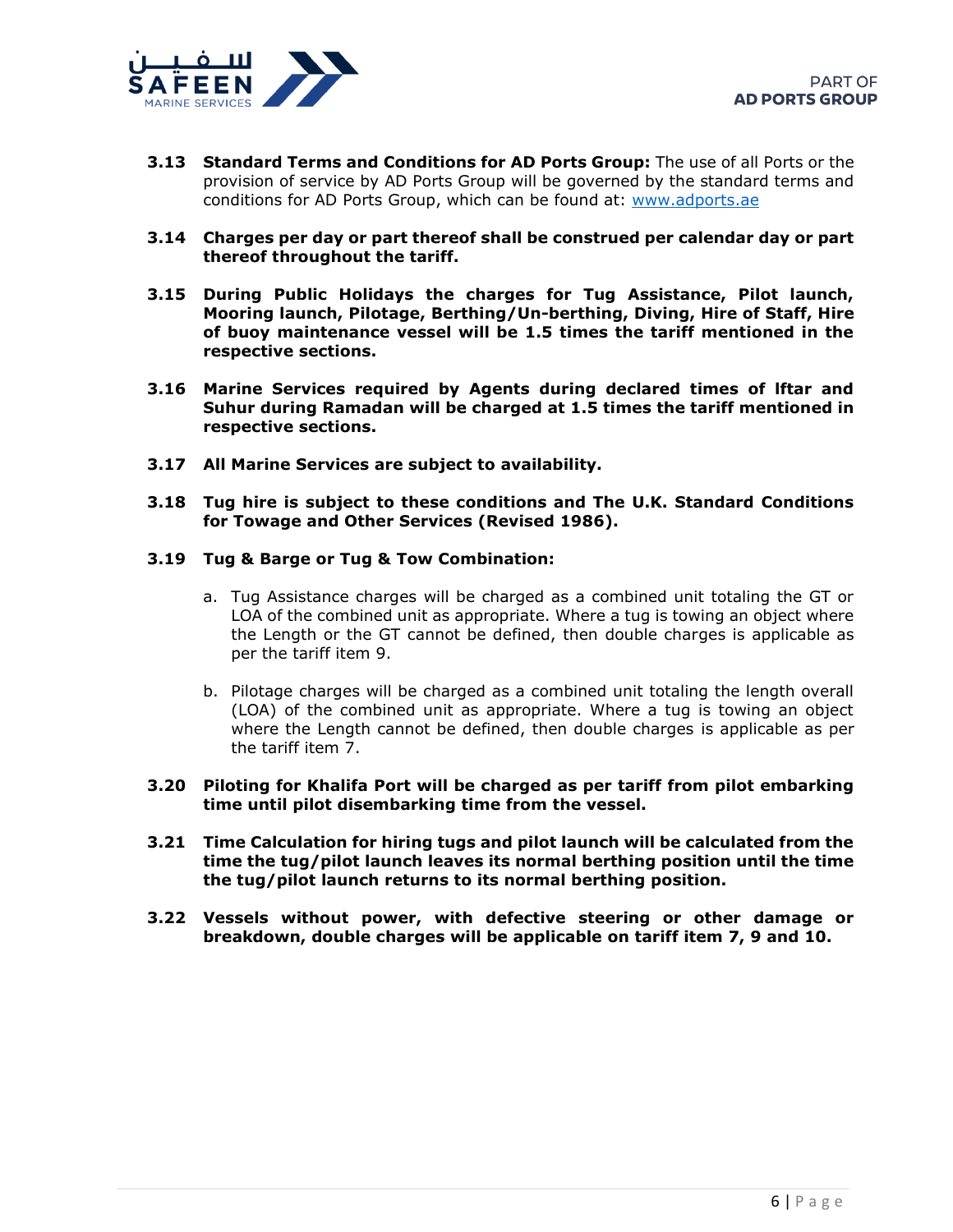**3.13 Standard Terms and Conditions for AD Ports Group:** The use of all Ports or the provision of service by AD Ports Group will be governed by the standard terms and conditions for AD Ports Group, which can be found at: [www.adports.ae](http://www.adports.ae)

**3.14 Charges per day or part thereof shall be construed per calendar day or part thereof throughout the tariff.**

**3.15 During Public Holidays the charges for Tug Assistance, Pilot launch, Mooring launch, Pilotage, Berthing/Un-berthing, Diving, Hire of Staff, Hire of buoy maintenance vessel will be 1.5 times the tariff mentioned in the respective sections.**

**3.16 Marine Services required by Agents during declared times of lftar and Suhur during Ramadan will be charged at 1.5 times the tariff mentioned in respective sections.**

**3.17 All Marine Services are subject to availability.**

**3.18 Tug hire is subject to these conditions and The U.K. Standard Conditions for Towage and Other Services (Revised 1986).**

**3.19 Tug & Barge or Tug & Tow Combination:**

a. Tug Assistance charges will be charged as a combined unit totaling the GT or LOA of the combined unit as appropriate. Where a tug is towing an object where the Length or the GT cannot be defined, then double charges is applicable as per the tariff item 9.

b. Pilotage charges will be charged as a combined unit totaling the length overall (LOA) of the combined unit as appropriate. Where a tug is towing an object where the Length cannot be defined, then double charges is applicable as per the tariff item 7.

**3.20 Piloting for Khalifa Port will be charged as per tariff from pilot embarking time until pilot disembarking time from the vessel.**

**3.21 Time Calculation for hiring tugs and pilot launch will be calculated from the time the tug/pilot launch leaves its normal berthing position until the time the tug/pilot launch returns to its normal berthing position.**

**3.22 Vessels without power, with defective steering or other damage or breakdown, double charges will be applicable on tariff item 7, 9 and 10.**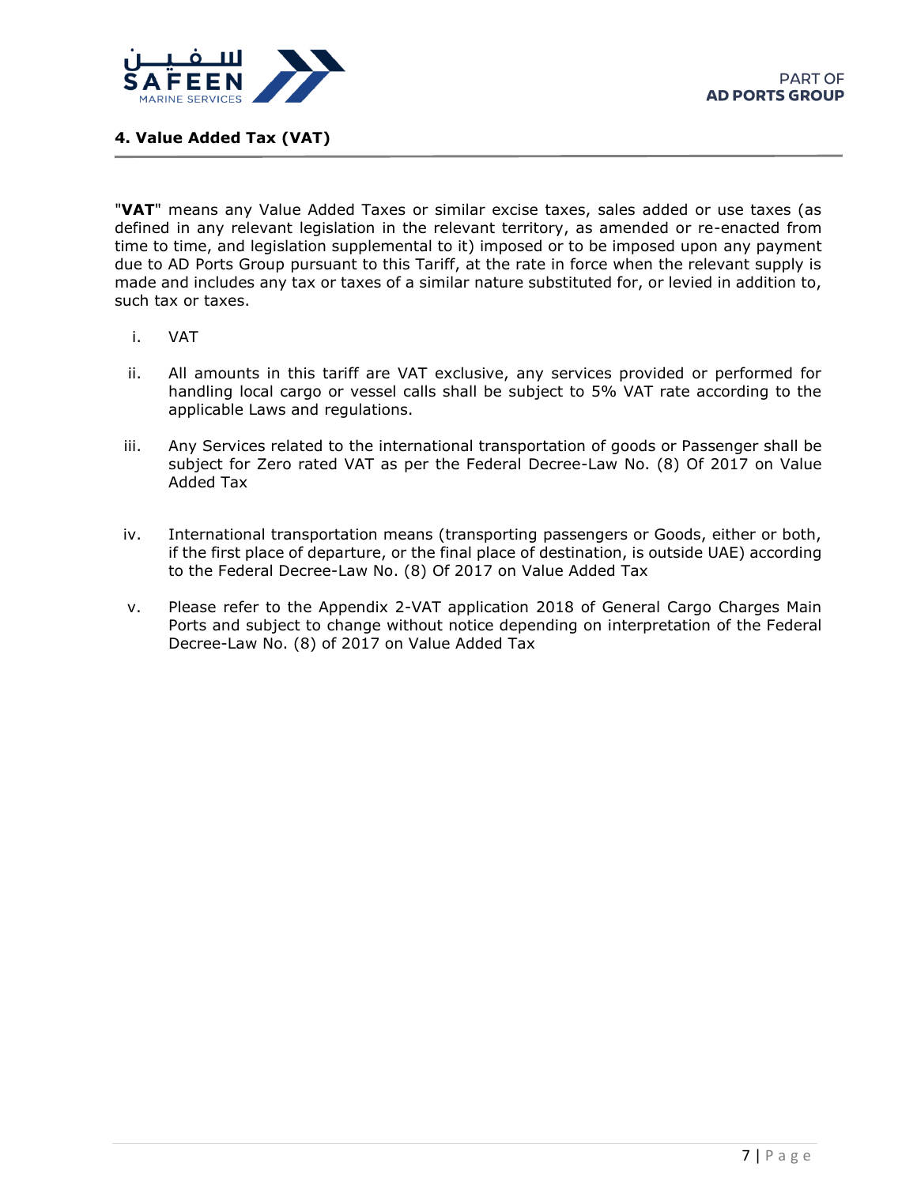## 4. Value Added Tax (VAT)

"**VAT**" means any Value Added Taxes or similar excise taxes, sales added or use taxes (as defined in any relevant legislation in the relevant territory, as amended or re-enacted from time to time, and legislation supplemental to it) imposed or to be imposed upon any payment due to AD Ports Group pursuant to this Tariff, at the rate in force when the relevant supply is made and includes any tax or taxes of a similar nature substituted for, or levied in addition to, such tax or taxes.

i. VAT

ii. All amounts in this tariff are VAT exclusive, any services provided or performed for handling local cargo or vessel calls shall be subject to 5% VAT rate according to the applicable Laws and regulations.

iii. Any Services related to the international transportation of goods or Passenger shall be subject for Zero rated VAT as per the Federal Decree-Law No. (8) Of 2017 on Value Added Tax

iv. International transportation means (transporting passengers or Goods, either or both, if the first place of departure, or the final place of destination, is outside UAE) according to the Federal Decree-Law No. (8) Of 2017 on Value Added Tax

v. Please refer to the Appendix 2-VAT application 2018 of General Cargo Charges Main Ports and subject to change without notice depending on interpretation of the Federal Decree-Law No. (8) of 2017 on Value Added Tax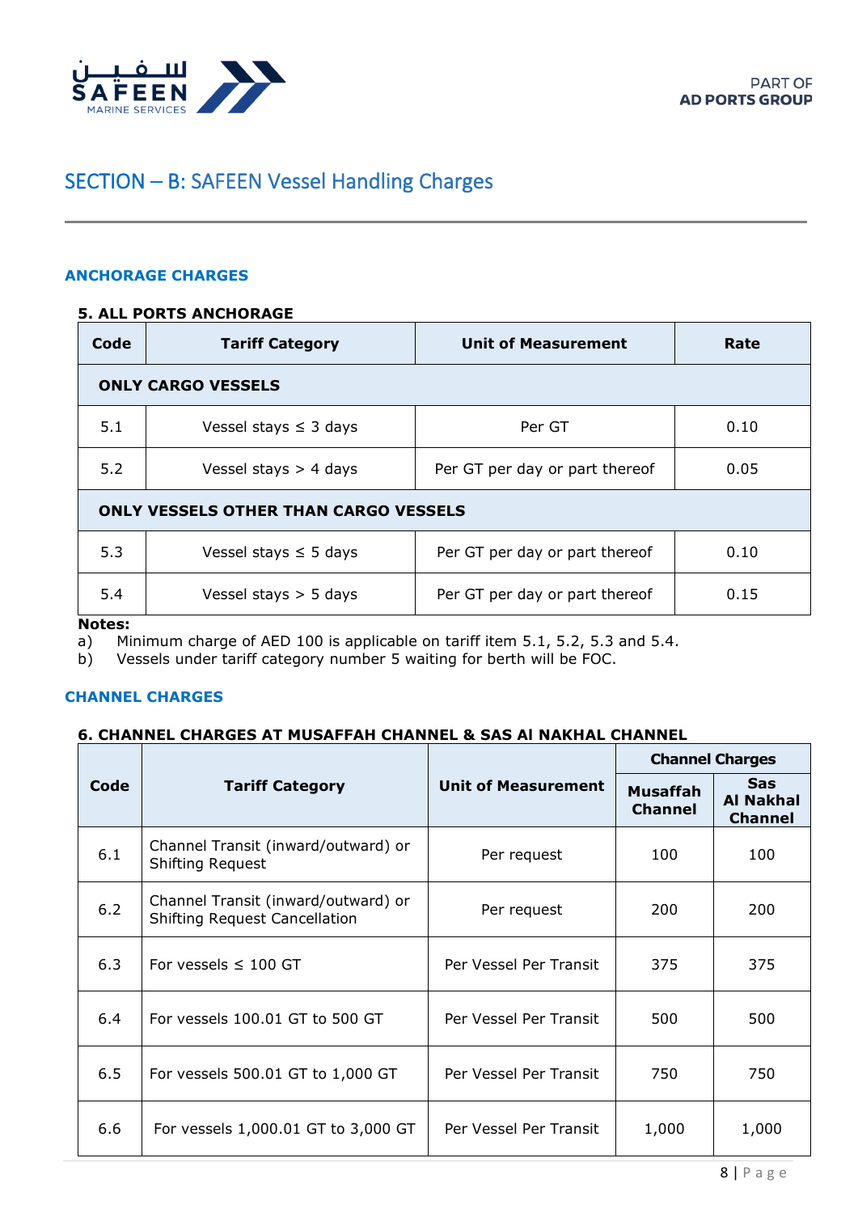## SECTION – B: SAFEEN Vessel Handling Charges

### ANCHORAGE CHARGES

**5. ALL PORTS ANCHORAGE**

| Code | Tariff Category | Unit of Measurement | Rate |
|---|---|---|---|
| **ONLY CARGO VESSELS** | | | |
| 5.1 | Vessel stays ≤ 3 days | Per GT | 0.10 |
| 5.2 | Vessel stays > 4 days | Per GT per day or part thereof | 0.05 |
| **ONLY VESSELS OTHER THAN CARGO VESSELS** | | | |
| 5.3 | Vessel stays ≤ 5 days | Per GT per day or part thereof | 0.10 |
| 5.4 | Vessel stays > 5 days | Per GT per day or part thereof | 0.15 |

**Notes:**
a) Minimum charge of AED 100 is applicable on tariff item 5.1, 5.2, 5.3 and 5.4.
b) Vessels under tariff category number 5 waiting for berth will be FOC.

### CHANNEL CHARGES

**6. CHANNEL CHARGES AT MUSAFFAH CHANNEL & SAS Al NAKHAL CHANNEL**

| Code | Tariff Category | Unit of Measurement | Channel Charges | |
|---|---|---|---|---|
| | | | **Musaffah Channel** | **Sas Al Nakhal Channel** |
| 6.1 | Channel Transit (inward/outward) or Shifting Request | Per request | 100 | 100 |
| 6.2 | Channel Transit (inward/outward) or Shifting Request Cancellation | Per request | 200 | 200 |
| 6.3 | For vessels ≤ 100 GT | Per Vessel Per Transit | 375 | 375 |
| 6.4 | For vessels 100.01 GT to 500 GT | Per Vessel Per Transit | 500 | 500 |
| 6.5 | For vessels 500.01 GT to 1,000 GT | Per Vessel Per Transit | 750 | 750 |
| 6.6 | For vessels 1,000.01 GT to 3,000 GT | Per Vessel Per Transit | 1,000 | 1,000 |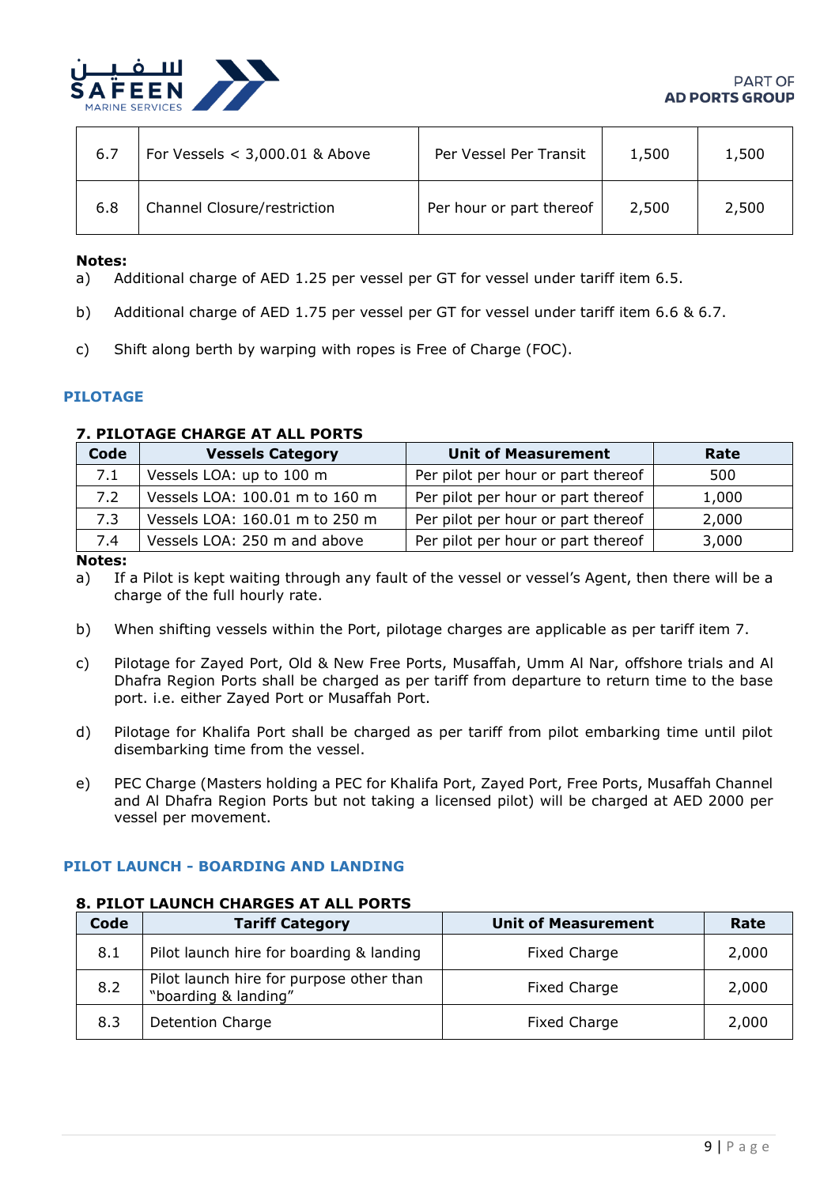| 6.7 | For Vessels < 3,000.01 & Above | Per Vessel Per Transit | 1,500 | 1,500 |
|---|---|---|---|---|
| 6.8 | Channel Closure/restriction | Per hour or part thereof | 2,500 | 2,500 |

**Notes:**

a) Additional charge of AED 1.25 per vessel per GT for vessel under tariff item 6.5.

b) Additional charge of AED 1.75 per vessel per GT for vessel under tariff item 6.6 & 6.7.

c) Shift along berth by warping with ropes is Free of Charge (FOC).

## PILOTAGE

### 7. PILOTAGE CHARGE AT ALL PORTS

| Code | Vessels Category | Unit of Measurement | Rate |
|---|---|---|---|
| 7.1 | Vessels LOA: up to 100 m | Per pilot per hour or part thereof | 500 |
| 7.2 | Vessels LOA: 100.01 m to 160 m | Per pilot per hour or part thereof | 1,000 |
| 7.3 | Vessels LOA: 160.01 m to 250 m | Per pilot per hour or part thereof | 2,000 |
| 7.4 | Vessels LOA: 250 m and above | Per pilot per hour or part thereof | 3,000 |

**Notes:**

a) If a Pilot is kept waiting through any fault of the vessel or vessel's Agent, then there will be a charge of the full hourly rate.

b) When shifting vessels within the Port, pilotage charges are applicable as per tariff item 7.

c) Pilotage for Zayed Port, Old & New Free Ports, Musaffah, Umm Al Nar, offshore trials and Al Dhafra Region Ports shall be charged as per tariff from departure to return time to the base port. i.e. either Zayed Port or Musaffah Port.

d) Pilotage for Khalifa Port shall be charged as per tariff from pilot embarking time until pilot disembarking time from the vessel.

e) PEC Charge (Masters holding a PEC for Khalifa Port, Zayed Port, Free Ports, Musaffah Channel and Al Dhafra Region Ports but not taking a licensed pilot) will be charged at AED 2000 per vessel per movement.

## PILOT LAUNCH - BOARDING AND LANDING

### 8. PILOT LAUNCH CHARGES AT ALL PORTS

| Code | Tariff Category | Unit of Measurement | Rate |
|---|---|---|---|
| 8.1 | Pilot launch hire for boarding & landing | Fixed Charge | 2,000 |
| 8.2 | Pilot launch hire for purpose other than "boarding & landing" | Fixed Charge | 2,000 |
| 8.3 | Detention Charge | Fixed Charge | 2,000 |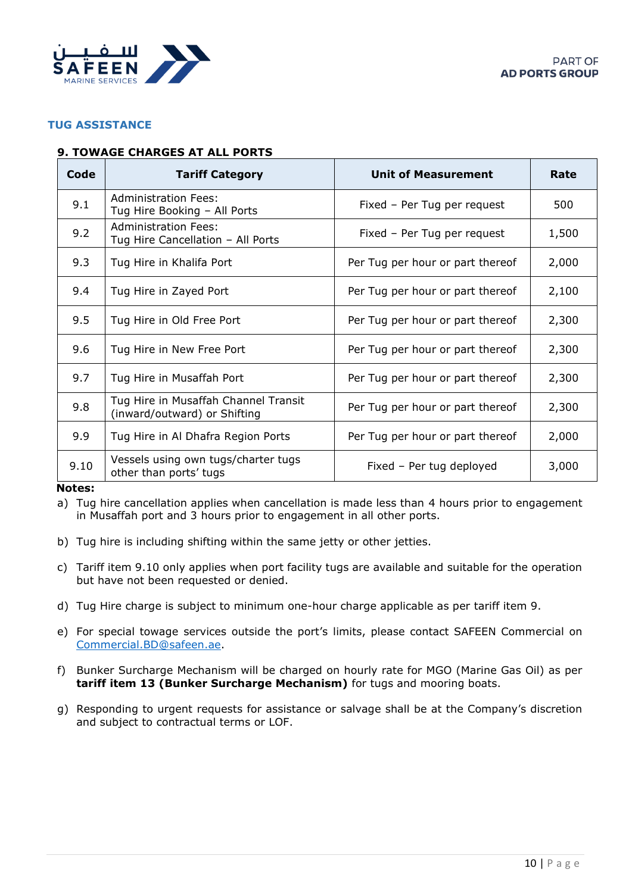## TUG ASSISTANCE

### 9. TOWAGE CHARGES AT ALL PORTS

| Code | Tariff Category | Unit of Measurement | Rate |
|---|---|---|---|
| 9.1 | Administration Fees: Tug Hire Booking – All Ports | Fixed – Per Tug per request | 500 |
| 9.2 | Administration Fees: Tug Hire Cancellation – All Ports | Fixed – Per Tug per request | 1,500 |
| 9.3 | Tug Hire in Khalifa Port | Per Tug per hour or part thereof | 2,000 |
| 9.4 | Tug Hire in Zayed Port | Per Tug per hour or part thereof | 2,100 |
| 9.5 | Tug Hire in Old Free Port | Per Tug per hour or part thereof | 2,300 |
| 9.6 | Tug Hire in New Free Port | Per Tug per hour or part thereof | 2,300 |
| 9.7 | Tug Hire in Musaffah Port | Per Tug per hour or part thereof | 2,300 |
| 9.8 | Tug Hire in Musaffah Channel Transit (inward/outward) or Shifting | Per Tug per hour or part thereof | 2,300 |
| 9.9 | Tug Hire in Al Dhafra Region Ports | Per Tug per hour or part thereof | 2,000 |
| 9.10 | Vessels using own tugs/charter tugs other than ports' tugs | Fixed – Per tug deployed | 3,000 |

**Notes:**

a) Tug hire cancellation applies when cancellation is made less than 4 hours prior to engagement in Musaffah port and 3 hours prior to engagement in all other ports.

b) Tug hire is including shifting within the same jetty or other jetties.

c) Tariff item 9.10 only applies when port facility tugs are available and suitable for the operation but have not been requested or denied.

d) Tug Hire charge is subject to minimum one-hour charge applicable as per tariff item 9.

e) For special towage services outside the port's limits, please contact SAFEEN Commercial on Commercial.BD@safeen.ae.

f) Bunker Surcharge Mechanism will be charged on hourly rate for MGO (Marine Gas Oil) as per **tariff item 13 (Bunker Surcharge Mechanism)** for tugs and mooring boats.

g) Responding to urgent requests for assistance or salvage shall be at the Company's discretion and subject to contractual terms or LOF.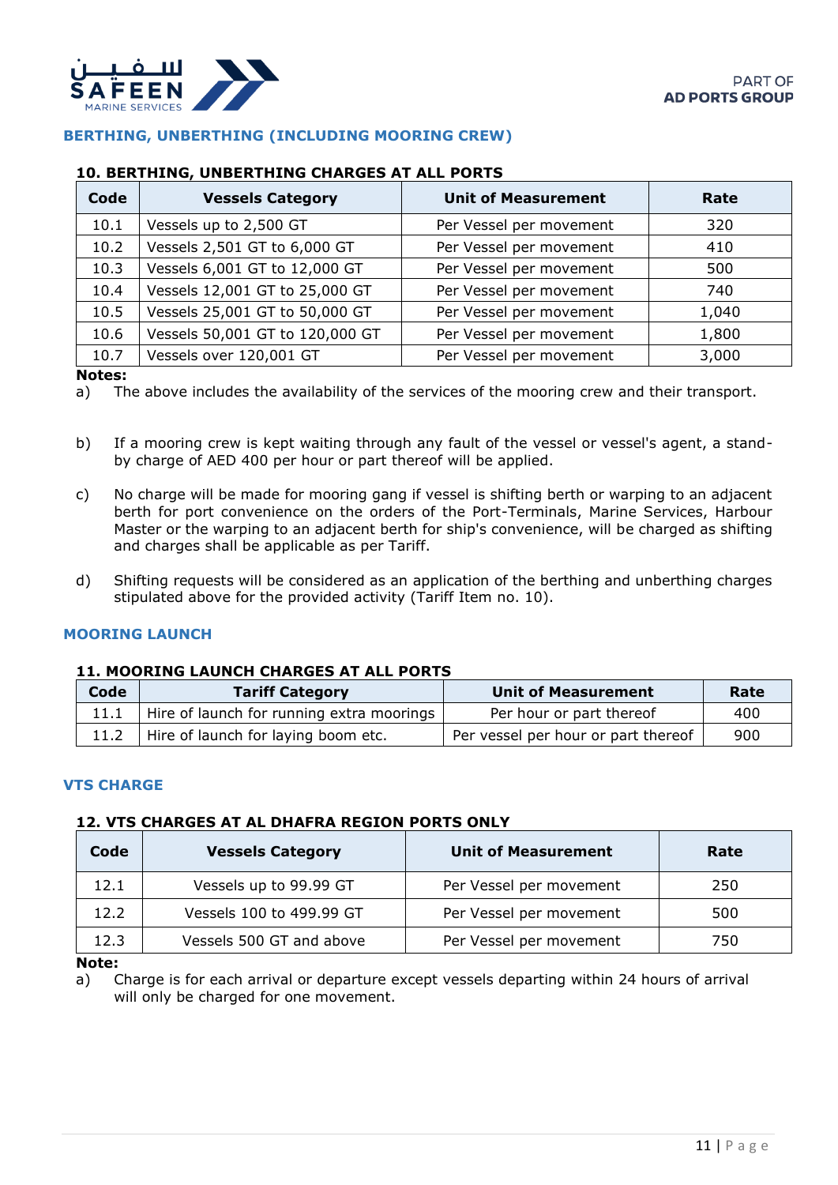## BERTHING, UNBERTHING (INCLUDING MOORING CREW)

### 10. BERTHING, UNBERTHING CHARGES AT ALL PORTS

| Code | Vessels Category | Unit of Measurement | Rate |
|---|---|---|---|
| 10.1 | Vessels up to 2,500 GT | Per Vessel per movement | 320 |
| 10.2 | Vessels 2,501 GT to 6,000 GT | Per Vessel per movement | 410 |
| 10.3 | Vessels 6,001 GT to 12,000 GT | Per Vessel per movement | 500 |
| 10.4 | Vessels 12,001 GT to 25,000 GT | Per Vessel per movement | 740 |
| 10.5 | Vessels 25,001 GT to 50,000 GT | Per Vessel per movement | 1,040 |
| 10.6 | Vessels 50,001 GT to 120,000 GT | Per Vessel per movement | 1,800 |
| 10.7 | Vessels over 120,001 GT | Per Vessel per movement | 3,000 |

**Notes:**

a) The above includes the availability of the services of the mooring crew and their transport.

b) If a mooring crew is kept waiting through any fault of the vessel or vessel's agent, a stand-by charge of AED 400 per hour or part thereof will be applied.

c) No charge will be made for mooring gang if vessel is shifting berth or warping to an adjacent berth for port convenience on the orders of the Port-Terminals, Marine Services, Harbour Master or the warping to an adjacent berth for ship's convenience, will be charged as shifting and charges shall be applicable as per Tariff.

d) Shifting requests will be considered as an application of the berthing and unberthing charges stipulated above for the provided activity (Tariff Item no. 10).

## MOORING LAUNCH

### 11. MOORING LAUNCH CHARGES AT ALL PORTS

| Code | Tariff Category | Unit of Measurement | Rate |
|---|---|---|---|
| 11.1 | Hire of launch for running extra moorings | Per hour or part thereof | 400 |
| 11.2 | Hire of launch for laying boom etc. | Per vessel per hour or part thereof | 900 |

## VTS CHARGE

### 12. VTS CHARGES AT AL DHAFRA REGION PORTS ONLY

| Code | Vessels Category | Unit of Measurement | Rate |
|---|---|---|---|
| 12.1 | Vessels up to 99.99 GT | Per Vessel per movement | 250 |
| 12.2 | Vessels 100 to 499.99 GT | Per Vessel per movement | 500 |
| 12.3 | Vessels 500 GT and above | Per Vessel per movement | 750 |

**Note:**

a) Charge is for each arrival or departure except vessels departing within 24 hours of arrival will only be charged for one movement.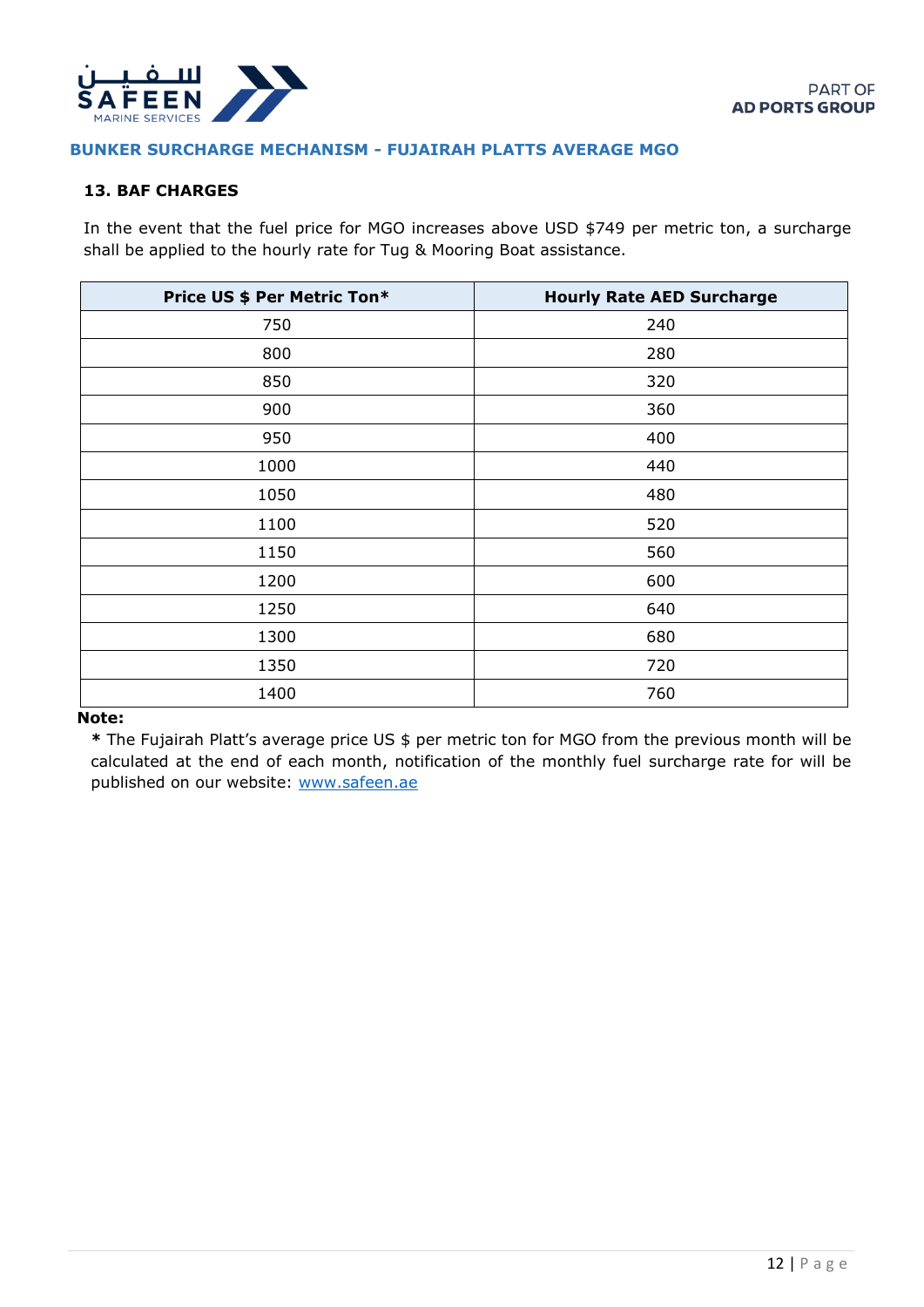## BUNKER SURCHARGE MECHANISM - FUJAIRAH PLATTS AVERAGE MGO

### 13. BAF CHARGES

In the event that the fuel price for MGO increases above USD $749 per metric ton, a surcharge shall be applied to the hourly rate for Tug & Mooring Boat assistance.

| Price US $ Per Metric Ton* | Hourly Rate AED Surcharge |
|---|---|
| 750 | 240 |
| 800 | 280 |
| 850 | 320 |
| 900 | 360 |
| 950 | 400 |
| 1000 | 440 |
| 1050 | 480 |
| 1100 | 520 |
| 1150 | 560 |
| 1200 | 600 |
| 1250 | 640 |
| 1300 | 680 |
| 1350 | 720 |
| 1400 | 760 |

**Note:**

**\*** The Fujairah Platt's average price US $ per metric ton for MGO from the previous month will be calculated at the end of each month, notification of the monthly fuel surcharge rate for will be published on our website: [www.safeen.ae](http://www.safeen.ae)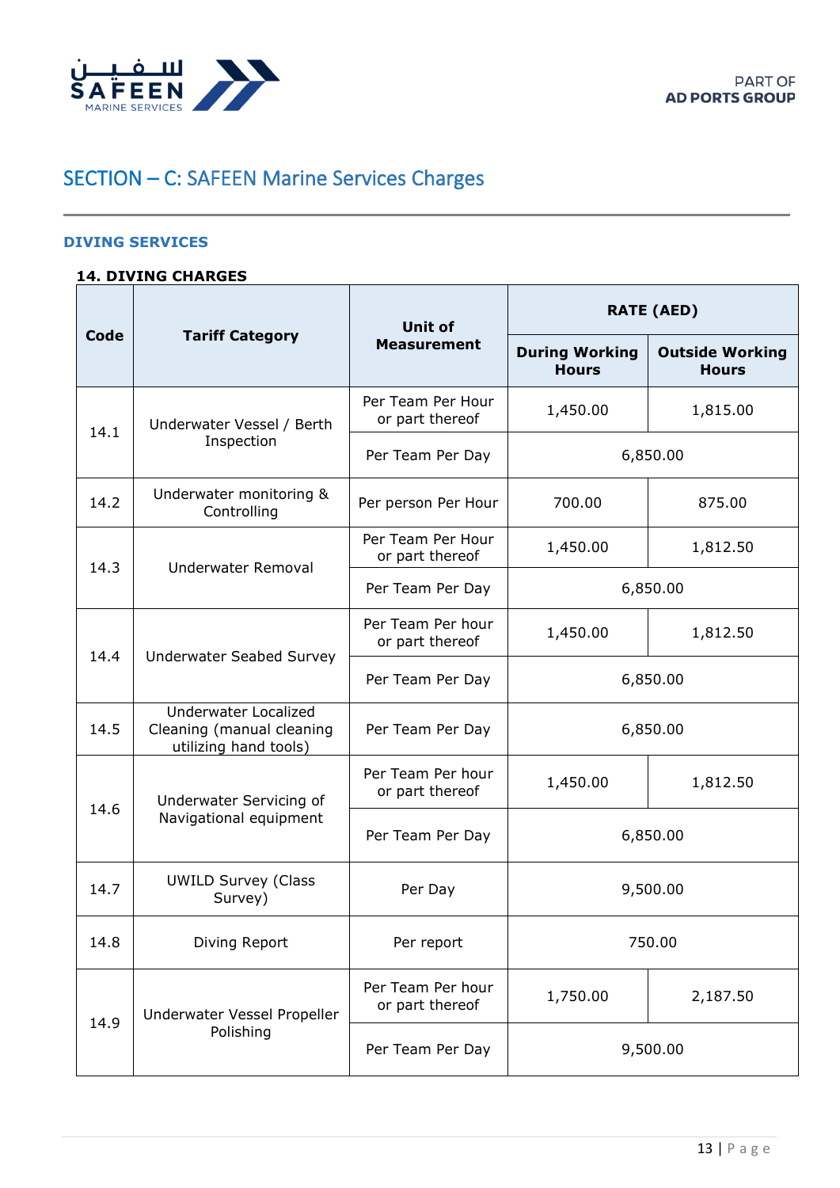## SECTION – C: SAFEEN Marine Services Charges

### DIVING SERVICES

**14. DIVING CHARGES**

| Code | Tariff Category | Unit of Measurement | RATE (AED) | |
|---|---|---|---|---|
| | | | During Working Hours | Outside Working Hours |
| 14.1 | Underwater Vessel / Berth Inspection | Per Team Per Hour or part thereof | 1,450.00 | 1,815.00 |
| | | Per Team Per Day | 6,850.00 | |
| 14.2 | Underwater monitoring & Controlling | Per person Per Hour | 700.00 | 875.00 |
| 14.3 | Underwater Removal | Per Team Per Hour or part thereof | 1,450.00 | 1,812.50 |
| | | Per Team Per Day | 6,850.00 | |
| 14.4 | Underwater Seabed Survey | Per Team Per hour or part thereof | 1,450.00 | 1,812.50 |
| | | Per Team Per Day | 6,850.00 | |
| 14.5 | Underwater Localized Cleaning (manual cleaning utilizing hand tools) | Per Team Per Day | 6,850.00 | |
| 14.6 | Underwater Servicing of Navigational equipment | Per Team Per hour or part thereof | 1,450.00 | 1,812.50 |
| | | Per Team Per Day | 6,850.00 | |
| 14.7 | UWILD Survey (Class Survey) | Per Day | 9,500.00 | |
| 14.8 | Diving Report | Per report | 750.00 | |
| 14.9 | Underwater Vessel Propeller Polishing | Per Team Per hour or part thereof | 1,750.00 | 2,187.50 |
| | | Per Team Per Day | 9,500.00 | |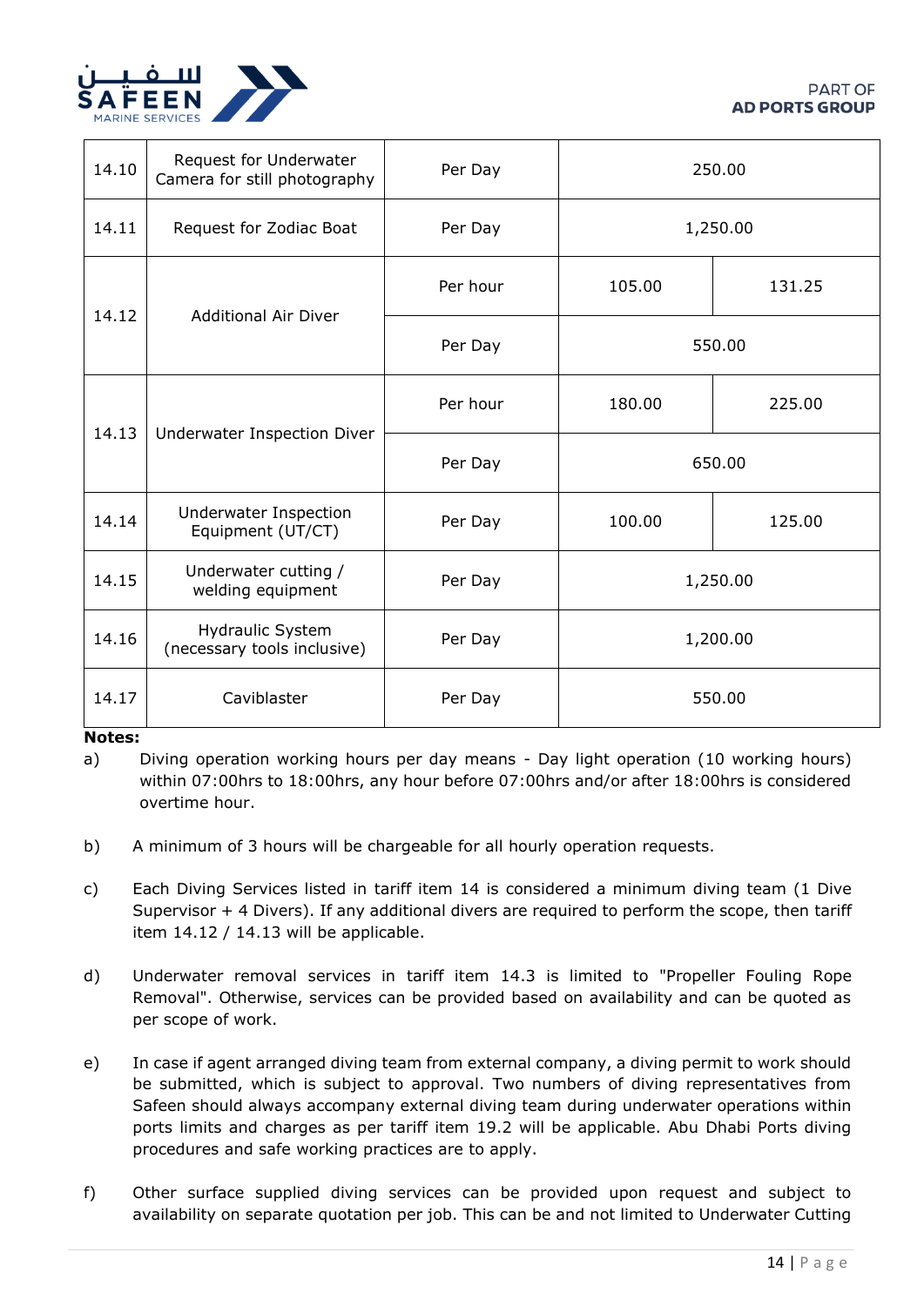| | | | | |
|---|---|---|---|---|
| 14.10 | Request for Underwater Camera for still photography | Per Day | 250.00 | |
| 14.11 | Request for Zodiac Boat | Per Day | 1,250.00 | |
| 14.12 | Additional Air Diver | Per hour | 105.00 | 131.25 |
| | | Per Day | 550.00 | |
| 14.13 | Underwater Inspection Diver | Per hour | 180.00 | 225.00 |
| | | Per Day | 650.00 | |
| 14.14 | Underwater Inspection Equipment (UT/CT) | Per Day | 100.00 | 125.00 |
| 14.15 | Underwater cutting / welding equipment | Per Day | 1,250.00 | |
| 14.16 | Hydraulic System (necessary tools inclusive) | Per Day | 1,200.00 | |
| 14.17 | Caviblaster | Per Day | 550.00 | |

**Notes:**

a) Diving operation working hours per day means - Day light operation (10 working hours) within 07:00hrs to 18:00hrs, any hour before 07:00hrs and/or after 18:00hrs is considered overtime hour.

b) A minimum of 3 hours will be chargeable for all hourly operation requests.

c) Each Diving Services listed in tariff item 14 is considered a minimum diving team (1 Dive Supervisor + 4 Divers). If any additional divers are required to perform the scope, then tariff item 14.12 / 14.13 will be applicable.

d) Underwater removal services in tariff item 14.3 is limited to "Propeller Fouling Rope Removal". Otherwise, services can be provided based on availability and can be quoted as per scope of work.

e) In case if agent arranged diving team from external company, a diving permit to work should be submitted, which is subject to approval. Two numbers of diving representatives from Safeen should always accompany external diving team during underwater operations within ports limits and charges as per tariff item 19.2 will be applicable. Abu Dhabi Ports diving procedures and safe working practices are to apply.

f) Other surface supplied diving services can be provided upon request and subject to availability on separate quotation per job. This can be and not limited to Underwater Cutting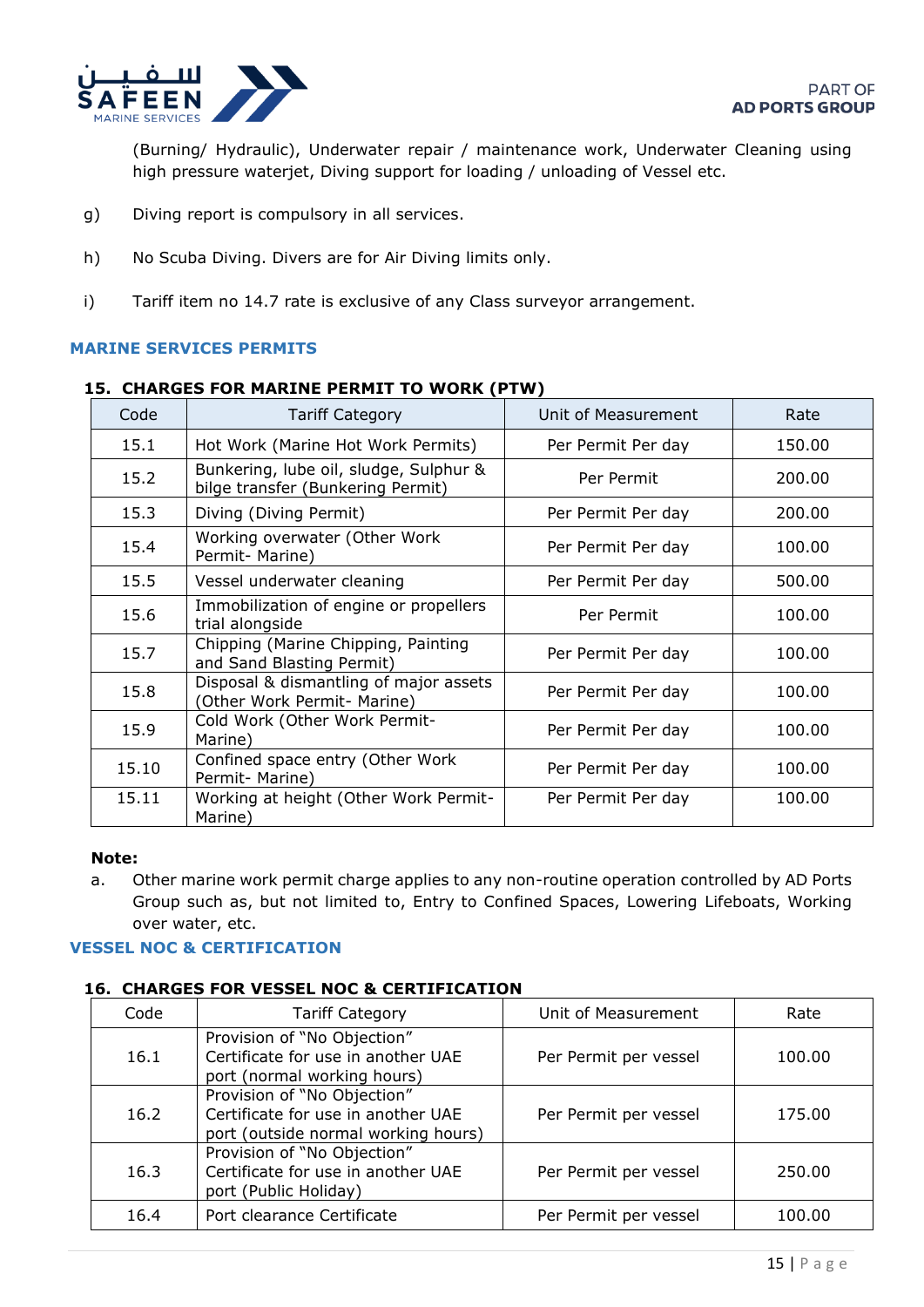(Burning/ Hydraulic), Underwater repair / maintenance work, Underwater Cleaning using high pressure waterjet, Diving support for loading / unloading of Vessel etc.

g) Diving report is compulsory in all services.

h) No Scuba Diving. Divers are for Air Diving limits only.

i) Tariff item no 14.7 rate is exclusive of any Class surveyor arrangement.

## MARINE SERVICES PERMITS

### 15. CHARGES FOR MARINE PERMIT TO WORK (PTW)

| Code | Tariff Category | Unit of Measurement | Rate |
|---|---|---|---|
| 15.1 | Hot Work (Marine Hot Work Permits) | Per Permit Per day | 150.00 |
| 15.2 | Bunkering, lube oil, sludge, Sulphur & bilge transfer (Bunkering Permit) | Per Permit | 200.00 |
| 15.3 | Diving (Diving Permit) | Per Permit Per day | 200.00 |
| 15.4 | Working overwater (Other Work Permit- Marine) | Per Permit Per day | 100.00 |
| 15.5 | Vessel underwater cleaning | Per Permit Per day | 500.00 |
| 15.6 | Immobilization of engine or propellers trial alongside | Per Permit | 100.00 |
| 15.7 | Chipping (Marine Chipping, Painting and Sand Blasting Permit) | Per Permit Per day | 100.00 |
| 15.8 | Disposal & dismantling of major assets (Other Work Permit- Marine) | Per Permit Per day | 100.00 |
| 15.9 | Cold Work (Other Work Permit- Marine) | Per Permit Per day | 100.00 |
| 15.10 | Confined space entry (Other Work Permit- Marine) | Per Permit Per day | 100.00 |
| 15.11 | Working at height (Other Work Permit- Marine) | Per Permit Per day | 100.00 |

**Note:**

a. Other marine work permit charge applies to any non-routine operation controlled by AD Ports Group such as, but not limited to, Entry to Confined Spaces, Lowering Lifeboats, Working over water, etc.

## VESSEL NOC & CERTIFICATION

### 16. CHARGES FOR VESSEL NOC & CERTIFICATION

| Code | Tariff Category | Unit of Measurement | Rate |
|---|---|---|---|
| 16.1 | Provision of "No Objection" Certificate for use in another UAE port (normal working hours) | Per Permit per vessel | 100.00 |
| 16.2 | Provision of "No Objection" Certificate for use in another UAE port (outside normal working hours) | Per Permit per vessel | 175.00 |
| 16.3 | Provision of "No Objection" Certificate for use in another UAE port (Public Holiday) | Per Permit per vessel | 250.00 |
| 16.4 | Port clearance Certificate | Per Permit per vessel | 100.00 |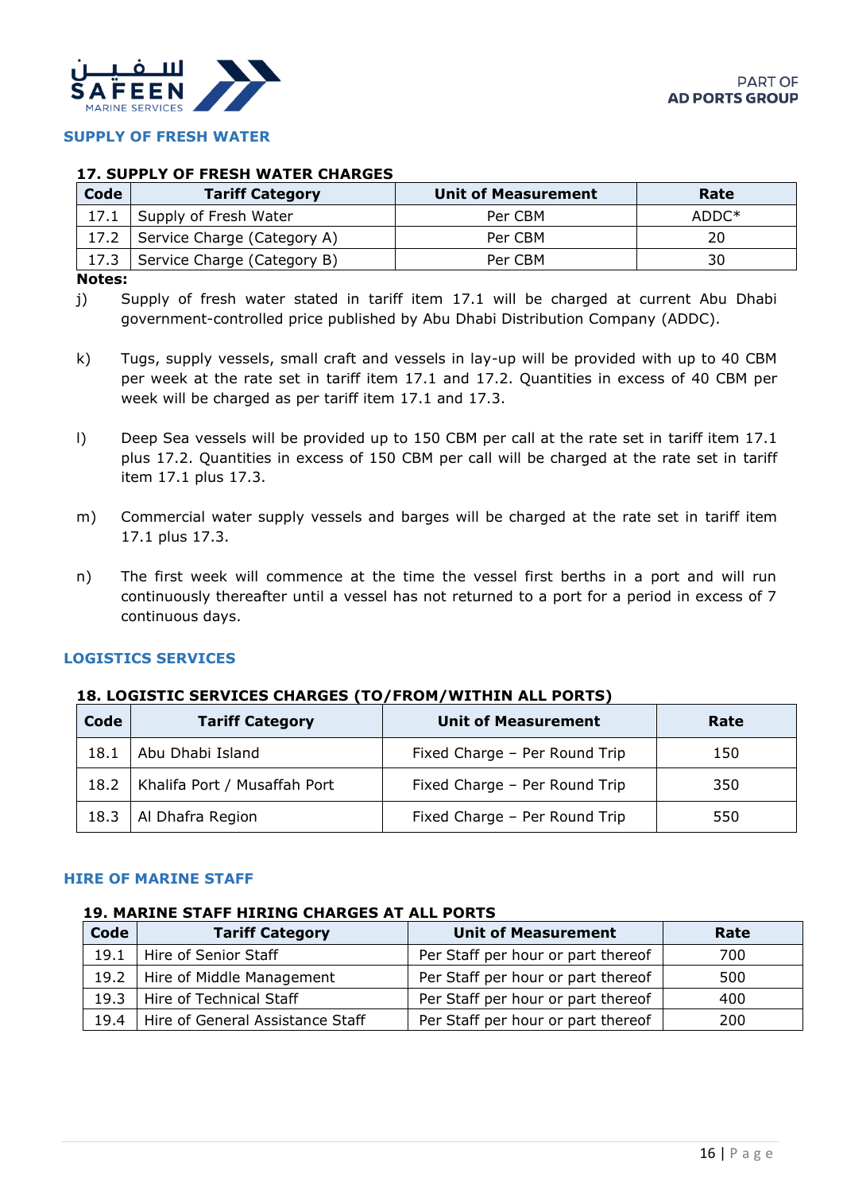## SUPPLY OF FRESH WATER

### 17. SUPPLY OF FRESH WATER CHARGES

| Code | Tariff Category | Unit of Measurement | Rate |
|---|---|---|---|
| 17.1 | Supply of Fresh Water | Per CBM | ADDC* |
| 17.2 | Service Charge (Category A) | Per CBM | 20 |
| 17.3 | Service Charge (Category B) | Per CBM | 30 |

**Notes:**

j) Supply of fresh water stated in tariff item 17.1 will be charged at current Abu Dhabi government-controlled price published by Abu Dhabi Distribution Company (ADDC).

k) Tugs, supply vessels, small craft and vessels in lay-up will be provided with up to 40 CBM per week at the rate set in tariff item 17.1 and 17.2. Quantities in excess of 40 CBM per week will be charged as per tariff item 17.1 and 17.3.

l) Deep Sea vessels will be provided up to 150 CBM per call at the rate set in tariff item 17.1 plus 17.2. Quantities in excess of 150 CBM per call will be charged at the rate set in tariff item 17.1 plus 17.3.

m) Commercial water supply vessels and barges will be charged at the rate set in tariff item 17.1 plus 17.3.

n) The first week will commence at the time the vessel first berths in a port and will run continuously thereafter until a vessel has not returned to a port for a period in excess of 7 continuous days.

## LOGISTICS SERVICES

### 18. LOGISTIC SERVICES CHARGES (TO/FROM/WITHIN ALL PORTS)

| Code | Tariff Category | Unit of Measurement | Rate |
|---|---|---|---|
| 18.1 | Abu Dhabi Island | Fixed Charge – Per Round Trip | 150 |
| 18.2 | Khalifa Port / Musaffah Port | Fixed Charge – Per Round Trip | 350 |
| 18.3 | Al Dhafra Region | Fixed Charge – Per Round Trip | 550 |

## HIRE OF MARINE STAFF

### 19. MARINE STAFF HIRING CHARGES AT ALL PORTS

| Code | Tariff Category | Unit of Measurement | Rate |
|---|---|---|---|
| 19.1 | Hire of Senior Staff | Per Staff per hour or part thereof | 700 |
| 19.2 | Hire of Middle Management | Per Staff per hour or part thereof | 500 |
| 19.3 | Hire of Technical Staff | Per Staff per hour or part thereof | 400 |
| 19.4 | Hire of General Assistance Staff | Per Staff per hour or part thereof | 200 |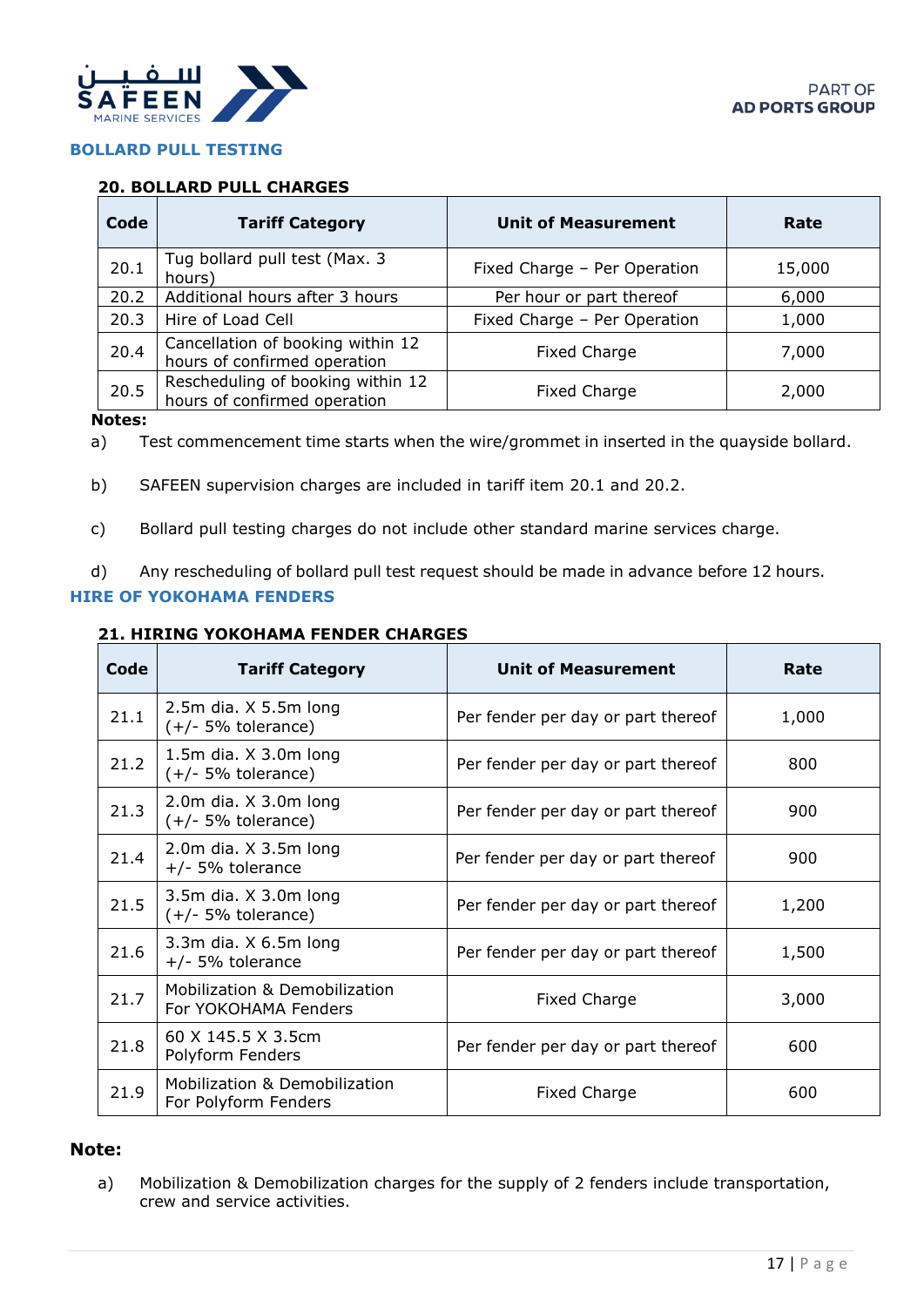## BOLLARD PULL TESTING

### 20. BOLLARD PULL CHARGES

| Code | Tariff Category | Unit of Measurement | Rate |
|---|---|---|---|
| 20.1 | Tug bollard pull test (Max. 3 hours) | Fixed Charge – Per Operation | 15,000 |
| 20.2 | Additional hours after 3 hours | Per hour or part thereof | 6,000 |
| 20.3 | Hire of Load Cell | Fixed Charge – Per Operation | 1,000 |
| 20.4 | Cancellation of booking within 12 hours of confirmed operation | Fixed Charge | 7,000 |
| 20.5 | Rescheduling of booking within 12 hours of confirmed operation | Fixed Charge | 2,000 |

**Notes:**

a) Test commencement time starts when the wire/grommet in inserted in the quayside bollard.

b) SAFEEN supervision charges are included in tariff item 20.1 and 20.2.

c) Bollard pull testing charges do not include other standard marine services charge.

d) Any rescheduling of bollard pull test request should be made in advance before 12 hours.

## HIRE OF YOKOHAMA FENDERS

### 21. HIRING YOKOHAMA FENDER CHARGES

| Code | Tariff Category | Unit of Measurement | Rate |
|---|---|---|---|
| 21.1 | 2.5m dia. X 5.5m long (+/- 5% tolerance) | Per fender per day or part thereof | 1,000 |
| 21.2 | 1.5m dia. X 3.0m long (+/- 5% tolerance) | Per fender per day or part thereof | 800 |
| 21.3 | 2.0m dia. X 3.0m long (+/- 5% tolerance) | Per fender per day or part thereof | 900 |
| 21.4 | 2.0m dia. X 3.5m long +/- 5% tolerance | Per fender per day or part thereof | 900 |
| 21.5 | 3.5m dia. X 3.0m long (+/- 5% tolerance) | Per fender per day or part thereof | 1,200 |
| 21.6 | 3.3m dia. X 6.5m long +/- 5% tolerance | Per fender per day or part thereof | 1,500 |
| 21.7 | Mobilization & Demobilization For YOKOHAMA Fenders | Fixed Charge | 3,000 |
| 21.8 | 60 X 145.5 X 3.5cm Polyform Fenders | Per fender per day or part thereof | 600 |
| 21.9 | Mobilization & Demobilization For Polyform Fenders | Fixed Charge | 600 |

**Note:**

a) Mobilization & Demobilization charges for the supply of 2 fenders include transportation, crew and service activities.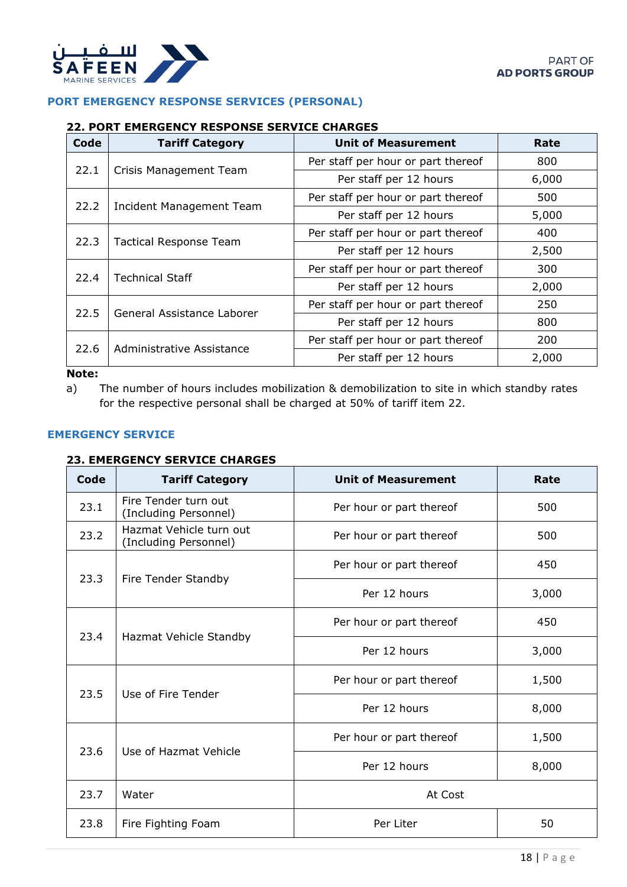## PORT EMERGENCY RESPONSE SERVICES (PERSONAL)

### 22. PORT EMERGENCY RESPONSE SERVICE CHARGES

| Code | Tariff Category | Unit of Measurement | Rate |
|---|---|---|---|
| 22.1 | Crisis Management Team | Per staff per hour or part thereof | 800 |
| | | Per staff per 12 hours | 6,000 |
| 22.2 | Incident Management Team | Per staff per hour or part thereof | 500 |
| | | Per staff per 12 hours | 5,000 |
| 22.3 | Tactical Response Team | Per staff per hour or part thereof | 400 |
| | | Per staff per 12 hours | 2,500 |
| 22.4 | Technical Staff | Per staff per hour or part thereof | 300 |
| | | Per staff per 12 hours | 2,000 |
| 22.5 | General Assistance Laborer | Per staff per hour or part thereof | 250 |
| | | Per staff per 12 hours | 800 |
| 22.6 | Administrative Assistance | Per staff per hour or part thereof | 200 |
| | | Per staff per 12 hours | 2,000 |

**Note:**

a) The number of hours includes mobilization & demobilization to site in which standby rates for the respective personal shall be charged at 50% of tariff item 22.

## EMERGENCY SERVICE

### 23. EMERGENCY SERVICE CHARGES

| Code | Tariff Category | Unit of Measurement | Rate |
|---|---|---|---|
| 23.1 | Fire Tender turn out (Including Personnel) | Per hour or part thereof | 500 |
| 23.2 | Hazmat Vehicle turn out (Including Personnel) | Per hour or part thereof | 500 |
| 23.3 | Fire Tender Standby | Per hour or part thereof | 450 |
| | | Per 12 hours | 3,000 |
| 23.4 | Hazmat Vehicle Standby | Per hour or part thereof | 450 |
| | | Per 12 hours | 3,000 |
| 23.5 | Use of Fire Tender | Per hour or part thereof | 1,500 |
| | | Per 12 hours | 8,000 |
| 23.6 | Use of Hazmat Vehicle | Per hour or part thereof | 1,500 |
| | | Per 12 hours | 8,000 |
| 23.7 | Water | At Cost | |
| 23.8 | Fire Fighting Foam | Per Liter | 50 |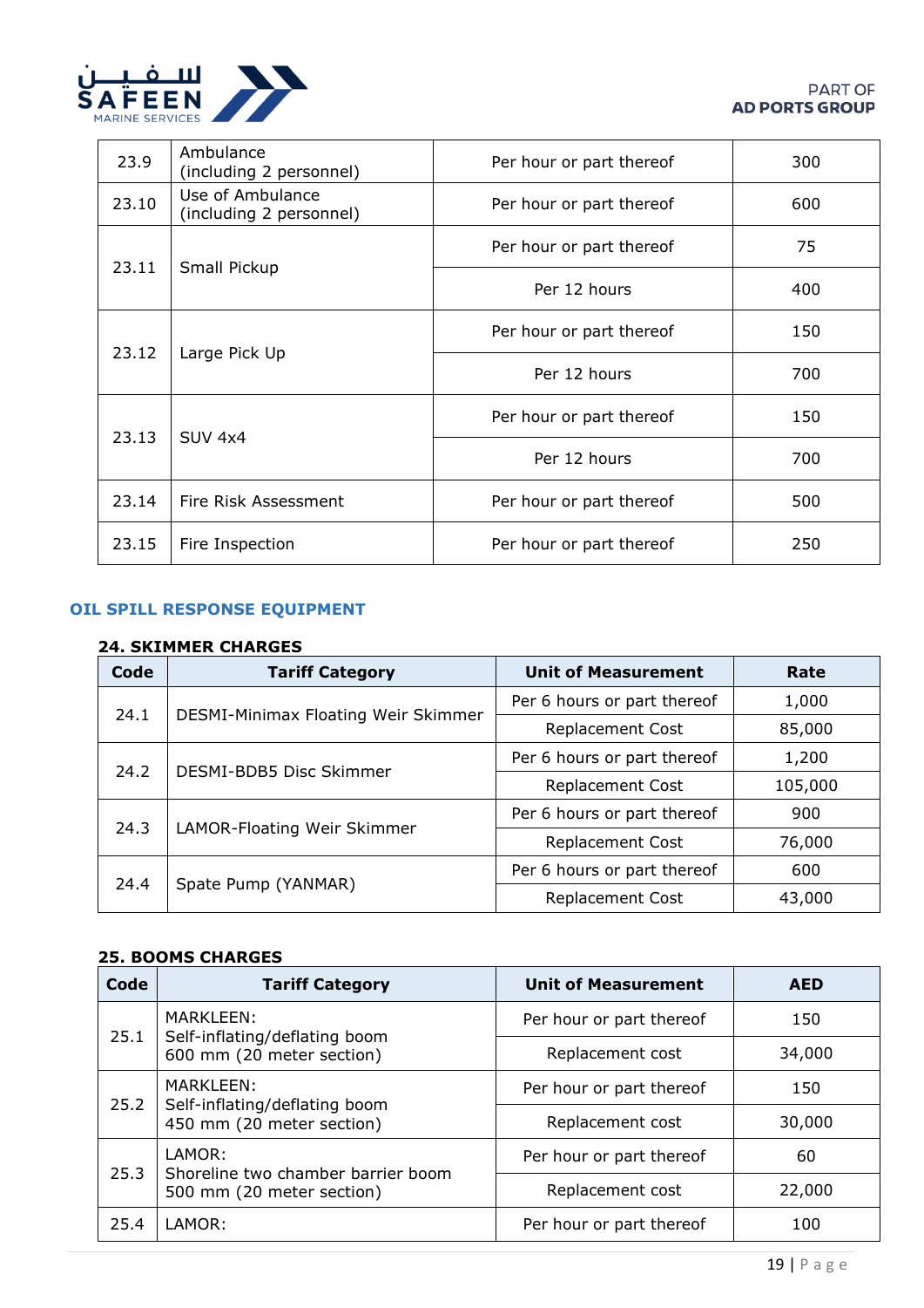| | | | |
|---|---|---|---|
| 23.9 | Ambulance (including 2 personnel) | Per hour or part thereof | 300 |
| 23.10 | Use of Ambulance (including 2 personnel) | Per hour or part thereof | 600 |
| 23.11 | Small Pickup | Per hour or part thereof | 75 |
| | | Per 12 hours | 400 |
| 23.12 | Large Pick Up | Per hour or part thereof | 150 |
| | | Per 12 hours | 700 |
| 23.13 | SUV 4x4 | Per hour or part thereof | 150 |
| | | Per 12 hours | 700 |
| 23.14 | Fire Risk Assessment | Per hour or part thereof | 500 |
| 23.15 | Fire Inspection | Per hour or part thereof | 250 |

## OIL SPILL RESPONSE EQUIPMENT

### 24. SKIMMER CHARGES

| Code | Tariff Category | Unit of Measurement | Rate |
|---|---|---|---|
| 24.1 | DESMI-Minimax Floating Weir Skimmer | Per 6 hours or part thereof | 1,000 |
| | | Replacement Cost | 85,000 |
| 24.2 | DESMI-BDB5 Disc Skimmer | Per 6 hours or part thereof | 1,200 |
| | | Replacement Cost | 105,000 |
| 24.3 | LAMOR-Floating Weir Skimmer | Per 6 hours or part thereof | 900 |
| | | Replacement Cost | 76,000 |
| 24.4 | Spate Pump (YANMAR) | Per 6 hours or part thereof | 600 |
| | | Replacement Cost | 43,000 |

### 25. BOOMS CHARGES

| Code | Tariff Category | Unit of Measurement | AED |
|---|---|---|---|
| 25.1 | MARKLEEN: Self-inflating/deflating boom 600 mm (20 meter section) | Per hour or part thereof | 150 |
| | | Replacement cost | 34,000 |
| 25.2 | MARKLEEN: Self-inflating/deflating boom 450 mm (20 meter section) | Per hour or part thereof | 150 |
| | | Replacement cost | 30,000 |
| 25.3 | LAMOR: Shoreline two chamber barrier boom 500 mm (20 meter section) | Per hour or part thereof | 60 |
| | | Replacement cost | 22,000 |
| 25.4 | LAMOR: | Per hour or part thereof | 100 |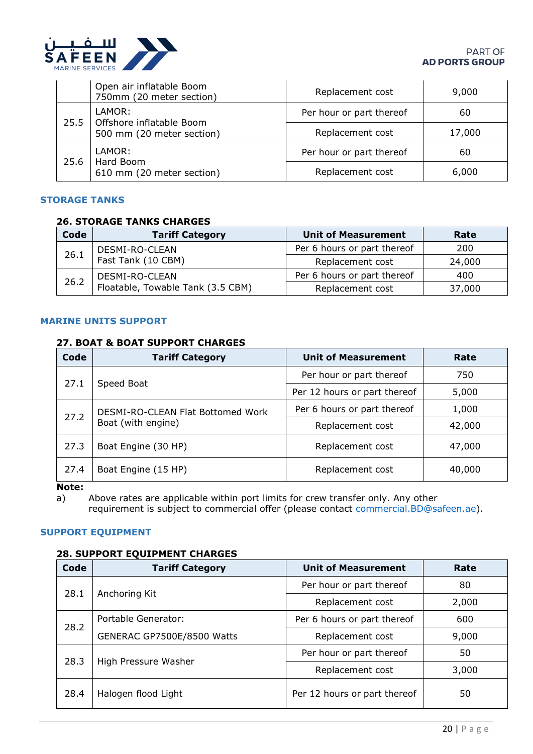| Code | Tariff Category | Unit of Measurement | Rate |
|---|---|---|---|
| | Open air inflatable Boom 750mm (20 meter section) | Replacement cost | 9,000 |
| 25.5 | LAMOR: Offshore inflatable Boom 500 mm (20 meter section) | Per hour or part thereof | 60 |
| | | Replacement cost | 17,000 |
| 25.6 | LAMOR: Hard Boom 610 mm (20 meter section) | Per hour or part thereof | 60 |
| | | Replacement cost | 6,000 |

## STORAGE TANKS

### 26. STORAGE TANKS CHARGES

| Code | Tariff Category | Unit of Measurement | Rate |
|---|---|---|---|
| 26.1 | DESMI-RO-CLEAN Fast Tank (10 CBM) | Per 6 hours or part thereof | 200 |
| | | Replacement cost | 24,000 |
| 26.2 | DESMI-RO-CLEAN Floatable, Towable Tank (3.5 CBM) | Per 6 hours or part thereof | 400 |
| | | Replacement cost | 37,000 |

## MARINE UNITS SUPPORT

### 27. BOAT & BOAT SUPPORT CHARGES

| Code | Tariff Category | Unit of Measurement | Rate |
|---|---|---|---|
| 27.1 | Speed Boat | Per hour or part thereof | 750 |
| | | Per 12 hours or part thereof | 5,000 |
| 27.2 | DESMI-RO-CLEAN Flat Bottomed Work Boat (with engine) | Per 6 hours or part thereof | 1,000 |
| | | Replacement cost | 42,000 |
| 27.3 | Boat Engine (30 HP) | Replacement cost | 47,000 |
| 27.4 | Boat Engine (15 HP) | Replacement cost | 40,000 |

**Note:**

a) Above rates are applicable within port limits for crew transfer only. Any other requirement is subject to commercial offer (please contact commercial.BD@safeen.ae).

## SUPPORT EQUIPMENT

### 28. SUPPORT EQUIPMENT CHARGES

| Code | Tariff Category | Unit of Measurement | Rate |
|---|---|---|---|
| 28.1 | Anchoring Kit | Per hour or part thereof | 80 |
| | | Replacement cost | 2,000 |
| 28.2 | Portable Generator: GENERAC GP7500E/8500 Watts | Per 6 hours or part thereof | 600 |
| | | Replacement cost | 9,000 |
| 28.3 | High Pressure Washer | Per hour or part thereof | 50 |
| | | Replacement cost | 3,000 |
| 28.4 | Halogen flood Light | Per 12 hours or part thereof | 50 |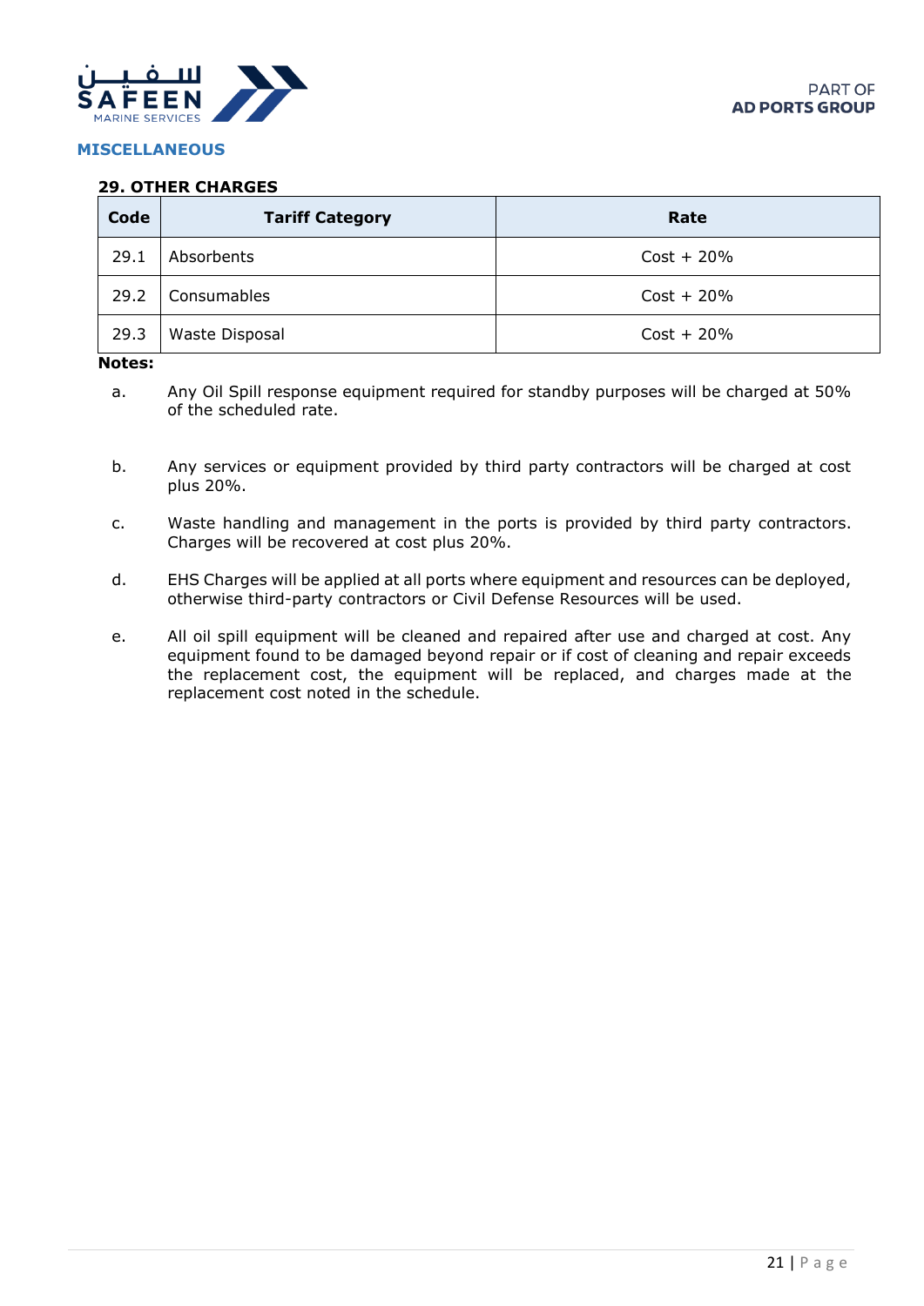## MISCELLANEOUS

### 29. OTHER CHARGES

| Code | Tariff Category | Rate |
|---|---|---|
| 29.1 | Absorbents | Cost + 20% |
| 29.2 | Consumables | Cost + 20% |
| 29.3 | Waste Disposal | Cost + 20% |

**Notes:**

a. Any Oil Spill response equipment required for standby purposes will be charged at 50% of the scheduled rate.

b. Any services or equipment provided by third party contractors will be charged at cost plus 20%.

c. Waste handling and management in the ports is provided by third party contractors. Charges will be recovered at cost plus 20%.

d. EHS Charges will be applied at all ports where equipment and resources can be deployed, otherwise third-party contractors or Civil Defense Resources will be used.

e. All oil spill equipment will be cleaned and repaired after use and charged at cost. Any equipment found to be damaged beyond repair or if cost of cleaning and repair exceeds the replacement cost, the equipment will be replaced, and charges made at the replacement cost noted in the schedule.